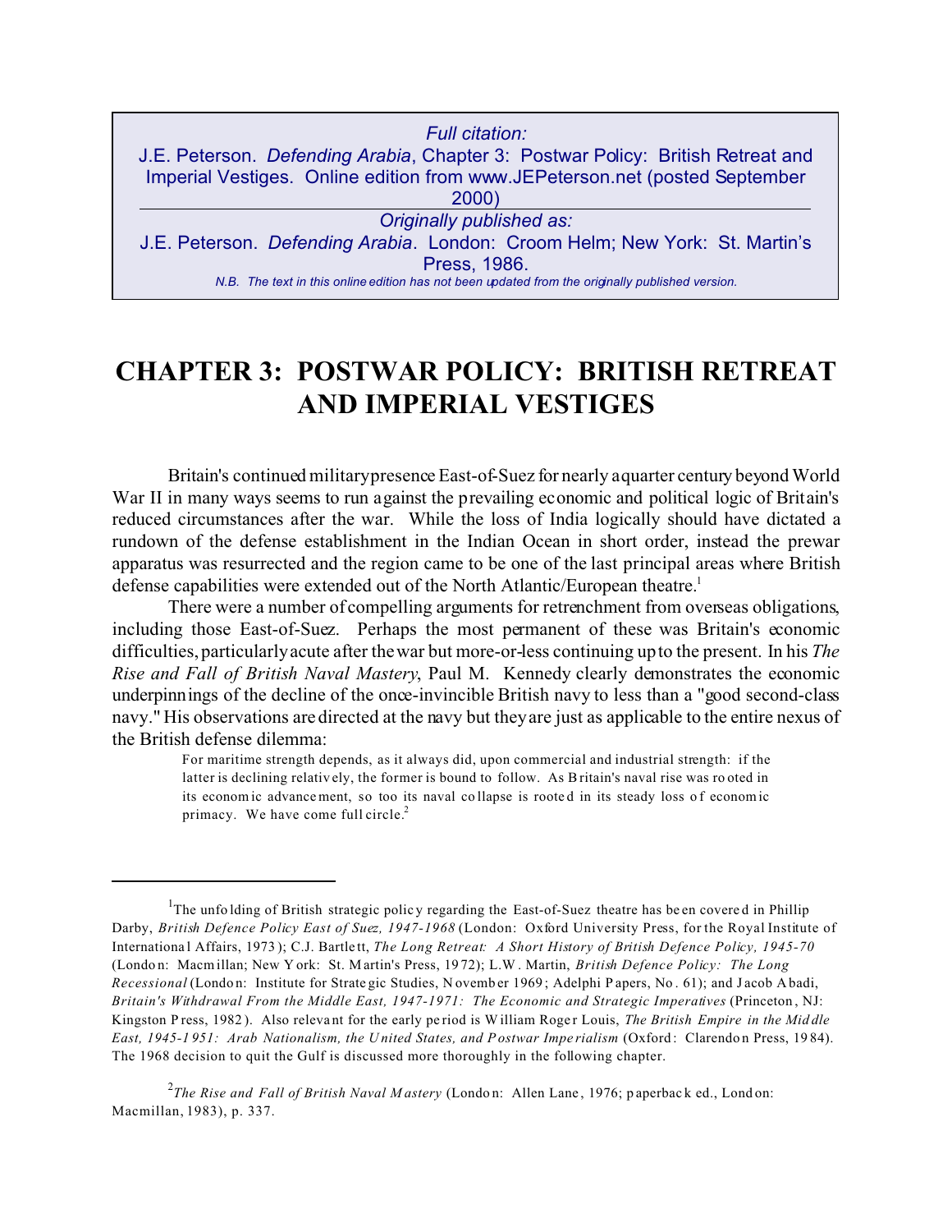*Full citation:*
J.E. Peterson. *Defending Arabia*, Chapter 3: Postwar Policy: British Retreat and Imperial Vestiges. Online edition from www.JEPeterson.net (posted September 2000)

---

*Originally published as:*
J.E. Peterson. *Defending Arabia*. London: Croom Helm; New York: St. Martin's Press, 1986.

*N.B. The text in this online edition has not been updated from the originally published version.*

# CHAPTER 3: POSTWAR POLICY: BRITISH RETREAT AND IMPERIAL VESTIGES

Britain's continued military presence East-of-Suez for nearly a quarter century beyond World War II in many ways seems to run against the prevailing economic and political logic of Britain's reduced circumstances after the war. While the loss of India logically should have dictated a rundown of the defense establishment in the Indian Ocean in short order, instead the prewar apparatus was resurrected and the region came to be one of the last principal areas where British defense capabilities were extended out of the North Atlantic/European theatre.[1]

There were a number of compelling arguments for retrenchment from overseas obligations, including those East-of-Suez. Perhaps the most permanent of these was Britain's economic difficulties, particularly acute after the war but more-or-less continuing up to the present. In his *The Rise and Fall of British Naval Mastery*, Paul M. Kennedy clearly demonstrates the economic underpinnings of the decline of the once-invincible British navy to less than a "good second-class navy." His observations are directed at the navy but they are just as applicable to the entire nexus of the British defense dilemma:

> For maritime strength depends, as it always did, upon commercial and industrial strength: if the latter is declining relatively, the former is bound to follow. As Britain's naval rise was rooted in its economic advancement, so too its naval collapse is rooted in its steady loss of economic primacy. We have come full circle.[2]

---

[1] The unfolding of British strategic policy regarding the East-of-Suez theatre has been covered in Phillip Darby, *British Defence Policy East of Suez, 1947-1968* (London: Oxford University Press, for the Royal Institute of International Affairs, 1973); C.J. Bartlett, *The Long Retreat: A Short History of British Defence Policy, 1945-70* (London: Macmillan; New York: St. Martin's Press, 1972); L.W. Martin, *British Defence Policy: The Long Recessional* (London: Institute for Strategic Studies, November 1969; Adelphi Papers, No. 61); and Jacob Abadi, *Britain's Withdrawal From the Middle East, 1947-1971: The Economic and Strategic Imperatives* (Princeton, NJ: Kingston Press, 1982). Also relevant for the early period is William Roger Louis, *The British Empire in the Middle East, 1945-1951: Arab Nationalism, the United States, and Postwar Imperialism* (Oxford: Clarendon Press, 1984). The 1968 decision to quit the Gulf is discussed more thoroughly in the following chapter.

[2] *The Rise and Fall of British Naval Mastery* (London: Allen Lane, 1976; paperback ed., London: Macmillan, 1983), p. 337.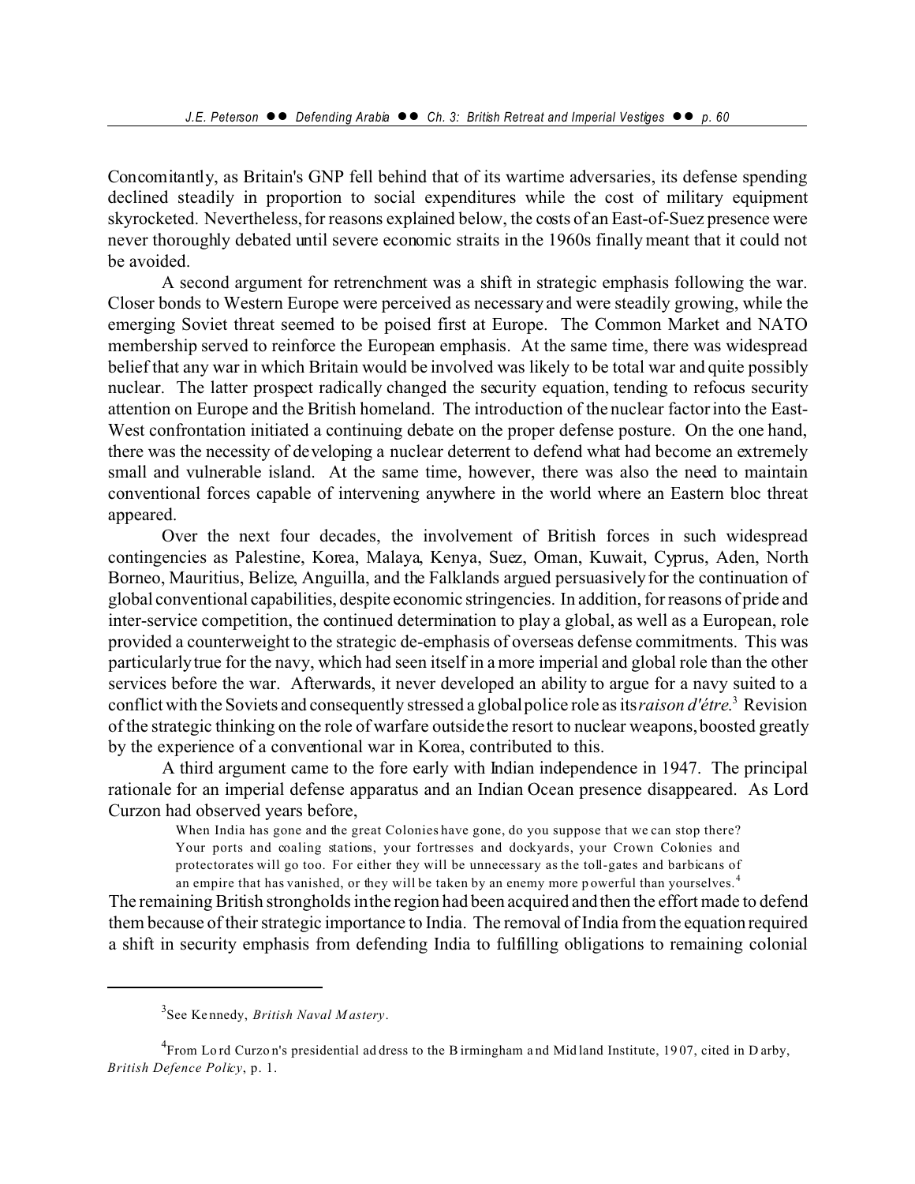Concomitantly, as Britain's GNP fell behind that of its wartime adversaries, its defense spending declined steadily in proportion to social expenditures while the cost of military equipment skyrocketed. Nevertheless, for reasons explained below, the costs of an East-of-Suez presence were never thoroughly debated until severe economic straits in the 1960s finally meant that it could not be avoided.

A second argument for retrenchment was a shift in strategic emphasis following the war. Closer bonds to Western Europe were perceived as necessary and were steadily growing, while the emerging Soviet threat seemed to be poised first at Europe. The Common Market and NATO membership served to reinforce the European emphasis. At the same time, there was widespread belief that any war in which Britain would be involved was likely to be total war and quite possibly nuclear. The latter prospect radically changed the security equation, tending to refocus security attention on Europe and the British homeland. The introduction of the nuclear factor into the East-West confrontation initiated a continuing debate on the proper defense posture. On the one hand, there was the necessity of developing a nuclear deterrent to defend what had become an extremely small and vulnerable island. At the same time, however, there was also the need to maintain conventional forces capable of intervening anywhere in the world where an Eastern bloc threat appeared.

Over the next four decades, the involvement of British forces in such widespread contingencies as Palestine, Korea, Malaya, Kenya, Suez, Oman, Kuwait, Cyprus, Aden, North Borneo, Mauritius, Belize, Anguilla, and the Falklands argued persuasively for the continuation of global conventional capabilities, despite economic stringencies. In addition, for reasons of pride and inter-service competition, the continued determination to play a global, as well as a European, role provided a counterweight to the strategic de-emphasis of overseas defense commitments. This was particularly true for the navy, which had seen itself in a more imperial and global role than the other services before the war. Afterwards, it never developed an ability to argue for a navy suited to a conflict with the Soviets and consequently stressed a global police role as its *raison d'étre*.[3] Revision of the strategic thinking on the role of warfare outside the resort to nuclear weapons, boosted greatly by the experience of a conventional war in Korea, contributed to this.

A third argument came to the fore early with Indian independence in 1947. The principal rationale for an imperial defense apparatus and an Indian Ocean presence disappeared. As Lord Curzon had observed years before,

> When India has gone and the great Colonies have gone, do you suppose that we can stop there? Your ports and coaling stations, your fortresses and dockyards, your Crown Colonies and protectorates will go too. For either they will be unnecessary as the toll-gates and barbicans of an empire that has vanished, or they will be taken by an enemy more powerful than yourselves.[4]

The remaining British strongholds in the region had been acquired and then the effort made to defend them because of their strategic importance to India. The removal of India from the equation required a shift in security emphasis from defending India to fulfilling obligations to remaining colonial

---

[3] See Kennedy, *British Naval Mastery*.

[4] From Lord Curzon's presidential address to the Birmingham and Midland Institute, 1907, cited in Darby, *British Defence Policy*, p. 1.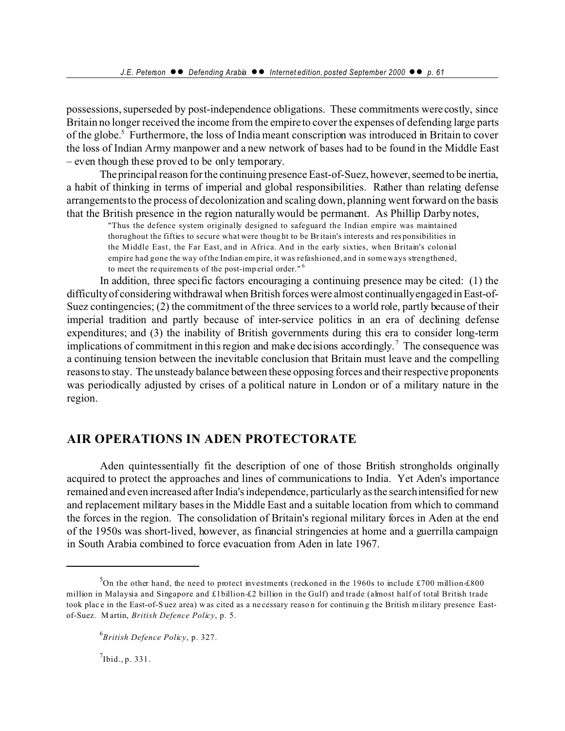possessions, superseded by post-independence obligations. These commitments were costly, since Britain no longer received the income from the empire to cover the expenses of defending large parts of the globe.[5] Furthermore, the loss of India meant conscription was introduced in Britain to cover the loss of Indian Army manpower and a new network of bases had to be found in the Middle East – even though these proved to be only temporary.

The principal reason for the continuing presence East-of-Suez, however, seemed to be inertia, a habit of thinking in terms of imperial and global responsibilities. Rather than relating defense arrangements to the process of decolonization and scaling down, planning went forward on the basis that the British presence in the region naturally would be permanent. As Phillip Darby notes,

> "Thus the defence system originally designed to safeguard the Indian empire was maintained thorughout the fifties to secure what were thought to be Britain's interests and responsibilities in the Middle East, the Far East, and in Africa. And in the early sixties, when Britain's colonial empire had gone the way of the Indian empire, it was refashioned, and in some ways strengthened, to meet the requirements of the post-imperial order."[6]

In addition, three specific factors encouraging a continuing presence may be cited: (1) the difficulty of considering withdrawal when British forces were almost continually engaged in East-of-Suez contingencies; (2) the commitment of the three services to a world role, partly because of their imperial tradition and partly because of inter-service politics in an era of declining defense expenditures; and (3) the inability of British governments during this era to consider long-term implications of commitment in this region and make decisions accordingly.[7] The consequence was a continuing tension between the inevitable conclusion that Britain must leave and the compelling reasons to stay. The unsteady balance between these opposing forces and their respective proponents was periodically adjusted by crises of a political nature in London or of a military nature in the region.

## AIR OPERATIONS IN ADEN PROTECTORATE

Aden quintessentially fit the description of one of those British strongholds originally acquired to protect the approaches and lines of communications to India. Yet Aden's importance remained and even increased after India's independence, particularly as the search intensified for new and replacement military bases in the Middle East and a suitable location from which to command the forces in the region. The consolidation of Britain's regional military forces in Aden at the end of the 1950s was short-lived, however, as financial stringencies at home and a guerrilla campaign in South Arabia combined to force evacuation from Aden in late 1967.

---

[5] On the other hand, the need to protect investments (reckoned in the 1960s to include £700 million-£800 million in Malaysia and Singapore and £1billion-£2 billion in the Gulf) and trade (almost half of total British trade took place in the East-of-Suez area) was cited as a necessary reason for continuing the British military presence East-of-Suez. Martin, *British Defence Policy*, p. 5.

[6] *British Defence Policy*, p. 327.

[7] Ibid., p. 331.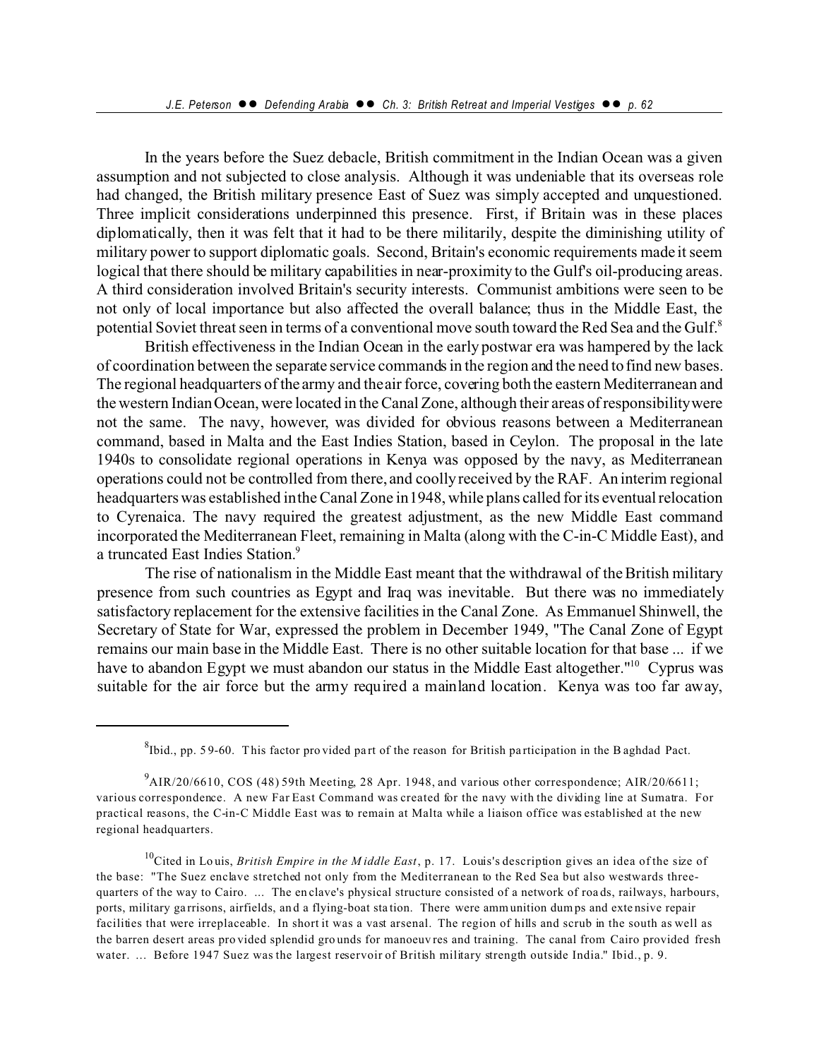In the years before the Suez debacle, British commitment in the Indian Ocean was a given assumption and not subjected to close analysis. Although it was undeniable that its overseas role had changed, the British military presence East of Suez was simply accepted and unquestioned. Three implicit considerations underpinned this presence. First, if Britain was in these places diplomatically, then it was felt that it had to be there militarily, despite the diminishing utility of military power to support diplomatic goals. Second, Britain's economic requirements made it seem logical that there should be military capabilities in near-proximity to the Gulf's oil-producing areas. A third consideration involved Britain's security interests. Communist ambitions were seen to be not only of local importance but also affected the overall balance; thus in the Middle East, the potential Soviet threat seen in terms of a conventional move south toward the Red Sea and the Gulf.[8]

British effectiveness in the Indian Ocean in the early postwar era was hampered by the lack of coordination between the separate service commands in the region and the need to find new bases. The regional headquarters of the army and the air force, covering both the eastern Mediterranean and the western Indian Ocean, were located in the Canal Zone, although their areas of responsibility were not the same. The navy, however, was divided for obvious reasons between a Mediterranean command, based in Malta and the East Indies Station, based in Ceylon. The proposal in the late 1940s to consolidate regional operations in Kenya was opposed by the navy, as Mediterranean operations could not be controlled from there, and coolly received by the RAF. An interim regional headquarters was established in the Canal Zone in 1948, while plans called for its eventual relocation to Cyrenaica. The navy required the greatest adjustment, as the new Middle East command incorporated the Mediterranean Fleet, remaining in Malta (along with the C-in-C Middle East), and a truncated East Indies Station.[9]

The rise of nationalism in the Middle East meant that the withdrawal of the British military presence from such countries as Egypt and Iraq was inevitable. But there was no immediately satisfactory replacement for the extensive facilities in the Canal Zone. As Emmanuel Shinwell, the Secretary of State for War, expressed the problem in December 1949, "The Canal Zone of Egypt remains our main base in the Middle East. There is no other suitable location for that base ... if we have to abandon Egypt we must abandon our status in the Middle East altogether."[10] Cyprus was suitable for the air force but the army required a mainland location. Kenya was too far away,

---

[8] Ibid., pp. 59-60. This factor provided part of the reason for British participation in the Baghdad Pact.

[9] AIR/20/6610, COS (48) 59th Meeting, 28 Apr. 1948, and various other correspondence; AIR/20/6611; various correspondence. A new Far East Command was created for the navy with the dividing line at Sumatra. For practical reasons, the C-in-C Middle East was to remain at Malta while a liaison office was established at the new regional headquarters.

[10] Cited in Louis, *British Empire in the Middle East*, p. 17. Louis's description gives an idea of the size of the base: "The Suez enclave stretched not only from the Mediterranean to the Red Sea but also westwards three-quarters of the way to Cairo. ... The enclave's physical structure consisted of a network of roads, railways, harbours, ports, military garrisons, airfields, and a flying-boat station. There were ammunition dumps and extensive repair facilities that were irreplaceable. In short it was a vast arsenal. The region of hills and scrub in the south as well as the barren desert areas provided splendid grounds for manoeuvres and training. The canal from Cairo provided fresh water. ... Before 1947 Suez was the largest reservoir of British military strength outside India." Ibid., p. 9.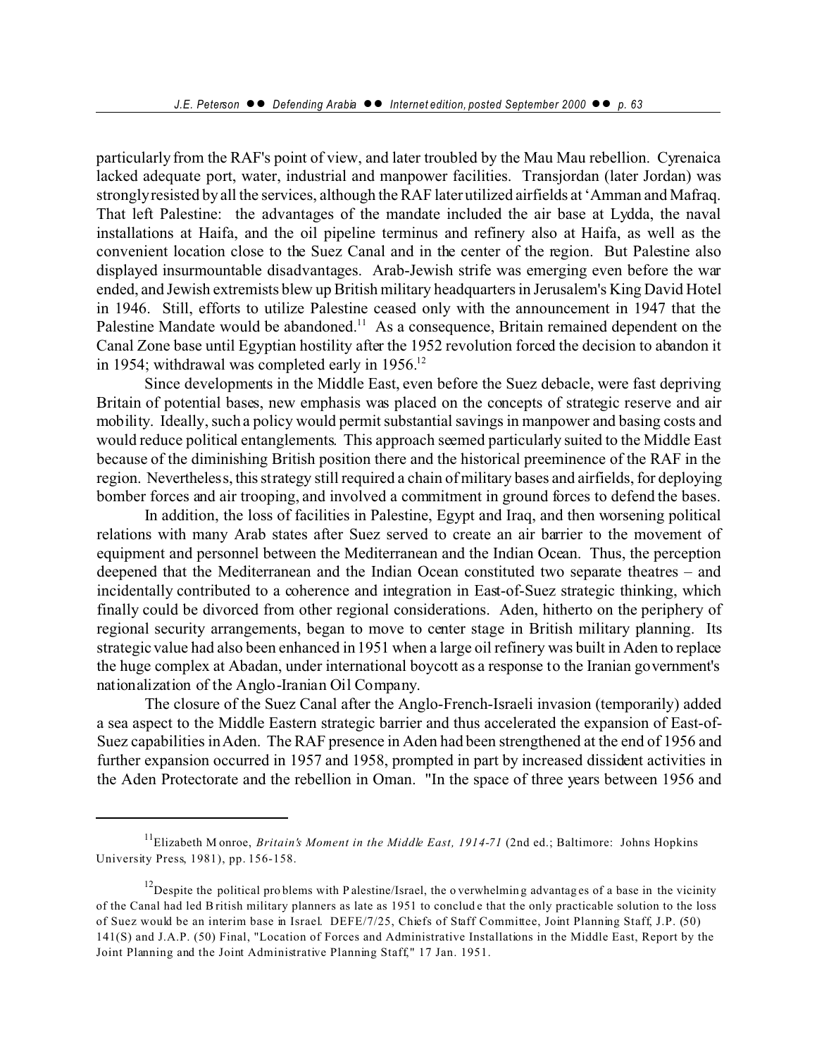particularly from the RAF's point of view, and later troubled by the Mau Mau rebellion. Cyrenaica lacked adequate port, water, industrial and manpower facilities. Transjordan (later Jordan) was strongly resisted by all the services, although the RAF later utilized airfields at 'Amman and Mafraq. That left Palestine: the advantages of the mandate included the air base at Lydda, the naval installations at Haifa, and the oil pipeline terminus and refinery also at Haifa, as well as the convenient location close to the Suez Canal and in the center of the region. But Palestine also displayed insurmountable disadvantages. Arab-Jewish strife was emerging even before the war ended, and Jewish extremists blew up British military headquarters in Jerusalem's King David Hotel in 1946. Still, efforts to utilize Palestine ceased only with the announcement in 1947 that the Palestine Mandate would be abandoned.[11] As a consequence, Britain remained dependent on the Canal Zone base until Egyptian hostility after the 1952 revolution forced the decision to abandon it in 1954; withdrawal was completed early in 1956.[12]

Since developments in the Middle East, even before the Suez debacle, were fast depriving Britain of potential bases, new emphasis was placed on the concepts of strategic reserve and air mobility. Ideally, such a policy would permit substantial savings in manpower and basing costs and would reduce political entanglements. This approach seemed particularly suited to the Middle East because of the diminishing British position there and the historical preeminence of the RAF in the region. Nevertheless, this strategy still required a chain of military bases and airfields, for deploying bomber forces and air trooping, and involved a commitment in ground forces to defend the bases.

In addition, the loss of facilities in Palestine, Egypt and Iraq, and then worsening political relations with many Arab states after Suez served to create an air barrier to the movement of equipment and personnel between the Mediterranean and the Indian Ocean. Thus, the perception deepened that the Mediterranean and the Indian Ocean constituted two separate theatres – and incidentally contributed to a coherence and integration in East-of-Suez strategic thinking, which finally could be divorced from other regional considerations. Aden, hitherto on the periphery of regional security arrangements, began to move to center stage in British military planning. Its strategic value had also been enhanced in 1951 when a large oil refinery was built in Aden to replace the huge complex at Abadan, under international boycott as a response to the Iranian government's nationalization of the Anglo-Iranian Oil Company.

The closure of the Suez Canal after the Anglo-French-Israeli invasion (temporarily) added a sea aspect to the Middle Eastern strategic barrier and thus accelerated the expansion of East-of-Suez capabilities in Aden. The RAF presence in Aden had been strengthened at the end of 1956 and further expansion occurred in 1957 and 1958, prompted in part by increased dissident activities in the Aden Protectorate and the rebellion in Oman. "In the space of three years between 1956 and

---

[11] Elizabeth Monroe, *Britain's Moment in the Middle East, 1914-71* (2nd ed.; Baltimore: Johns Hopkins University Press, 1981), pp. 156-158.

[12] Despite the political problems with Palestine/Israel, the overwhelming advantages of a base in the vicinity of the Canal had led British military planners as late as 1951 to conclude that the only practicable solution to the loss of Suez would be an interim base in Israel. DEFE/7/25, Chiefs of Staff Committee, Joint Planning Staff, J.P. (50) 141(S) and J.A.P. (50) Final, "Location of Forces and Administrative Installations in the Middle East, Report by the Joint Planning and the Joint Administrative Planning Staff," 17 Jan. 1951.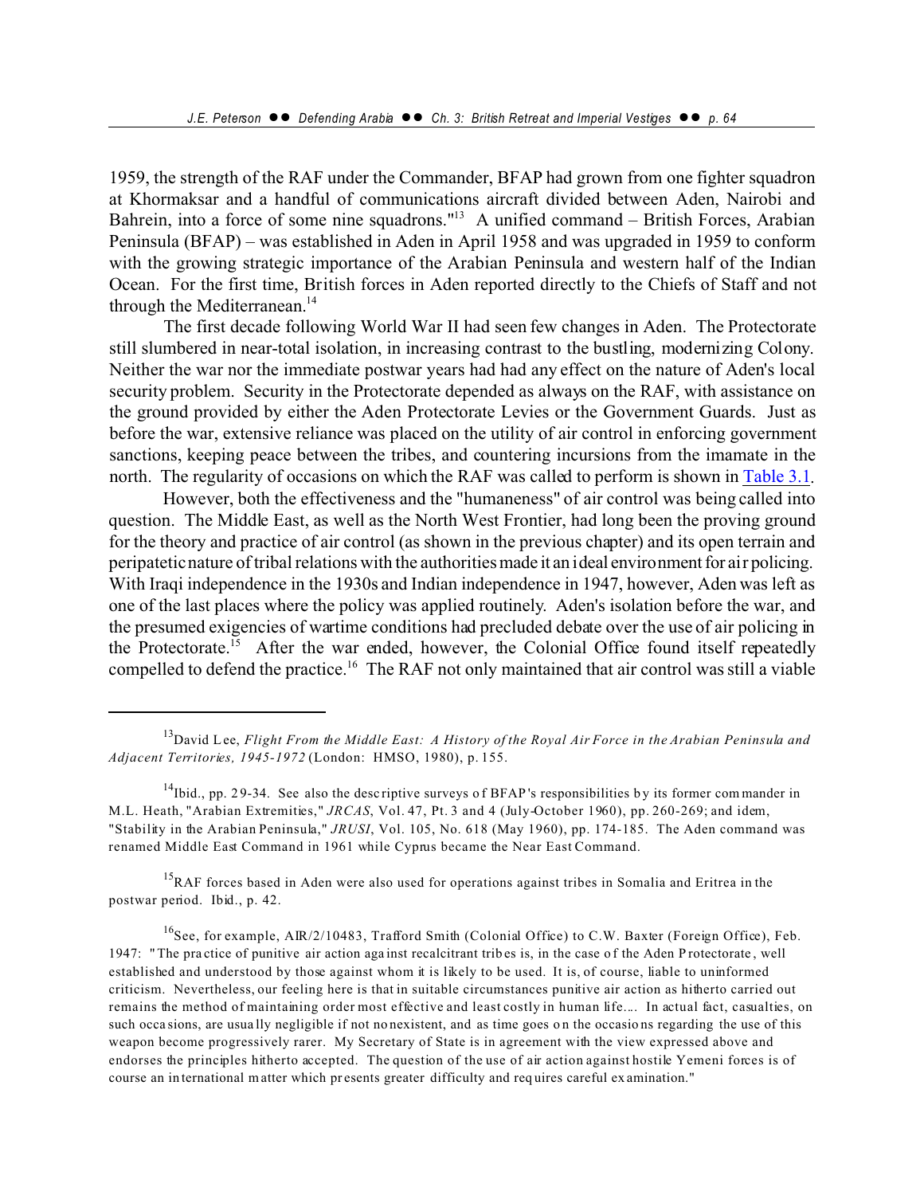1959, the strength of the RAF under the Commander, BFAP had grown from one fighter squadron at Khormaksar and a handful of communications aircraft divided between Aden, Nairobi and Bahrein, into a force of some nine squadrons."[13] A unified command – British Forces, Arabian Peninsula (BFAP) – was established in Aden in April 1958 and was upgraded in 1959 to conform with the growing strategic importance of the Arabian Peninsula and western half of the Indian Ocean. For the first time, British forces in Aden reported directly to the Chiefs of Staff and not through the Mediterranean.[14]

The first decade following World War II had seen few changes in Aden. The Protectorate still slumbered in near-total isolation, in increasing contrast to the bustling, modernizing Colony. Neither the war nor the immediate postwar years had had any effect on the nature of Aden's local security problem. Security in the Protectorate depended as always on the RAF, with assistance on the ground provided by either the Aden Protectorate Levies or the Government Guards. Just as before the war, extensive reliance was placed on the utility of air control in enforcing government sanctions, keeping peace between the tribes, and countering incursions from the imamate in the north. The regularity of occasions on which the RAF was called to perform is shown in Table 3.1.

However, both the effectiveness and the "humaneness" of air control was being called into question. The Middle East, as well as the North West Frontier, had long been the proving ground for the theory and practice of air control (as shown in the previous chapter) and its open terrain and peripatetic nature of tribal relations with the authorities made it an ideal environment for air policing. With Iraqi independence in the 1930s and Indian independence in 1947, however, Aden was left as one of the last places where the policy was applied routinely. Aden's isolation before the war, and the presumed exigencies of wartime conditions had precluded debate over the use of air policing in the Protectorate.[15] After the war ended, however, the Colonial Office found itself repeatedly compelled to defend the practice.[16] The RAF not only maintained that air control was still a viable

---

[13] David Lee, *Flight From the Middle East: A History of the Royal Air Force in the Arabian Peninsula and Adjacent Territories, 1945-1972* (London: HMSO, 1980), p. 155.

[14] Ibid., pp. 29-34. See also the descriptive surveys of BFAP's responsibilities by its former commander in M.L. Heath, "Arabian Extremities," *JRCAS*, Vol. 47, Pt. 3 and 4 (July-October 1960), pp. 260-269; and idem, "Stability in the Arabian Peninsula," *JRUSI*, Vol. 105, No. 618 (May 1960), pp. 174-185. The Aden command was renamed Middle East Command in 1961 while Cyprus became the Near East Command.

[15] RAF forces based in Aden were also used for operations against tribes in Somalia and Eritrea in the postwar period. Ibid., p. 42.

[16] See, for example, AIR/2/10483, Trafford Smith (Colonial Office) to C.W. Baxter (Foreign Office), Feb. 1947: "The practice of punitive air action against recalcitrant tribes is, in the case of the Aden Protectorate, well established and understood by those against whom it is likely to be used. It is, of course, liable to uninformed criticism. Nevertheless, our feeling here is that in suitable circumstances punitive air action as hitherto carried out remains the method of maintaining order most effective and least costly in human life.... In actual fact, casualties, on such occasions, are usually negligible if not nonexistent, and as time goes on the occasions regarding the use of this weapon become progressively rarer. My Secretary of State is in agreement with the view expressed above and endorses the principles hitherto accepted. The question of the use of air action against hostile Yemeni forces is of course an international matter which presents greater difficulty and requires careful examination."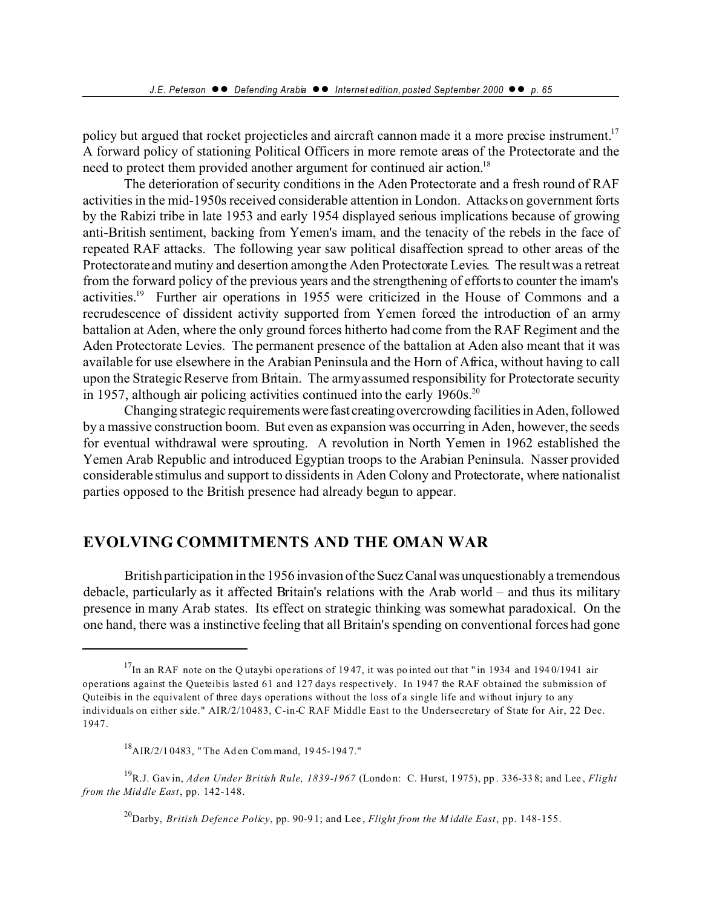policy but argued that rocket projecticles and aircraft cannon made it a more precise instrument.[17] A forward policy of stationing Political Officers in more remote areas of the Protectorate and the need to protect them provided another argument for continued air action.[18]

The deterioration of security conditions in the Aden Protectorate and a fresh round of RAF activities in the mid-1950s received considerable attention in London. Attacks on government forts by the Rabizi tribe in late 1953 and early 1954 displayed serious implications because of growing anti-British sentiment, backing from Yemen's imam, and the tenacity of the rebels in the face of repeated RAF attacks. The following year saw political disaffection spread to other areas of the Protectorate and mutiny and desertion among the Aden Protectorate Levies. The result was a retreat from the forward policy of the previous years and the strengthening of efforts to counter the imam's activities.[19] Further air operations in 1955 were criticized in the House of Commons and a recrudescence of dissident activity supported from Yemen forced the introduction of an army battalion at Aden, where the only ground forces hitherto had come from the RAF Regiment and the Aden Protectorate Levies. The permanent presence of the battalion at Aden also meant that it was available for use elsewhere in the Arabian Peninsula and the Horn of Africa, without having to call upon the Strategic Reserve from Britain. The army assumed responsibility for Protectorate security in 1957, although air policing activities continued into the early 1960s.[20]

Changing strategic requirements were fast creating overcrowding facilities in Aden, followed by a massive construction boom. But even as expansion was occurring in Aden, however, the seeds for eventual withdrawal were sprouting. A revolution in North Yemen in 1962 established the Yemen Arab Republic and introduced Egyptian troops to the Arabian Peninsula. Nasser provided considerable stimulus and support to dissidents in Aden Colony and Protectorate, where nationalist parties opposed to the British presence had already begun to appear.

## EVOLVING COMMITMENTS AND THE OMAN WAR

British participation in the 1956 invasion of the Suez Canal was unquestionably a tremendous debacle, particularly as it affected Britain's relations with the Arab world – and thus its military presence in many Arab states. Its effect on strategic thinking was somewhat paradoxical. On the one hand, there was a instinctive feeling that all Britain's spending on conventional forces had gone

---

[17] In an RAF note on the Qutaybi operations of 1947, it was pointed out that "in 1934 and 1940/1941 air operations against the Queteibis lasted 61 and 127 days respectively. In 1947 the RAF obtained the submission of Quteibis in the equivalent of three days operations without the loss of a single life and without injury to any individuals on either side." AIR/2/10483, C-in-C RAF Middle East to the Undersecretary of State for Air, 22 Dec. 1947.

[18] AIR/2/10483, "The Aden Command, 1945-1947."

[19] R.J. Gavin, *Aden Under British Rule, 1839-1967* (London: C. Hurst, 1975), pp. 336-338; and Lee, *Flight from the Middle East*, pp. 142-148.

[20] Darby, *British Defence Policy*, pp. 90-91; and Lee, *Flight from the Middle East*, pp. 148-155.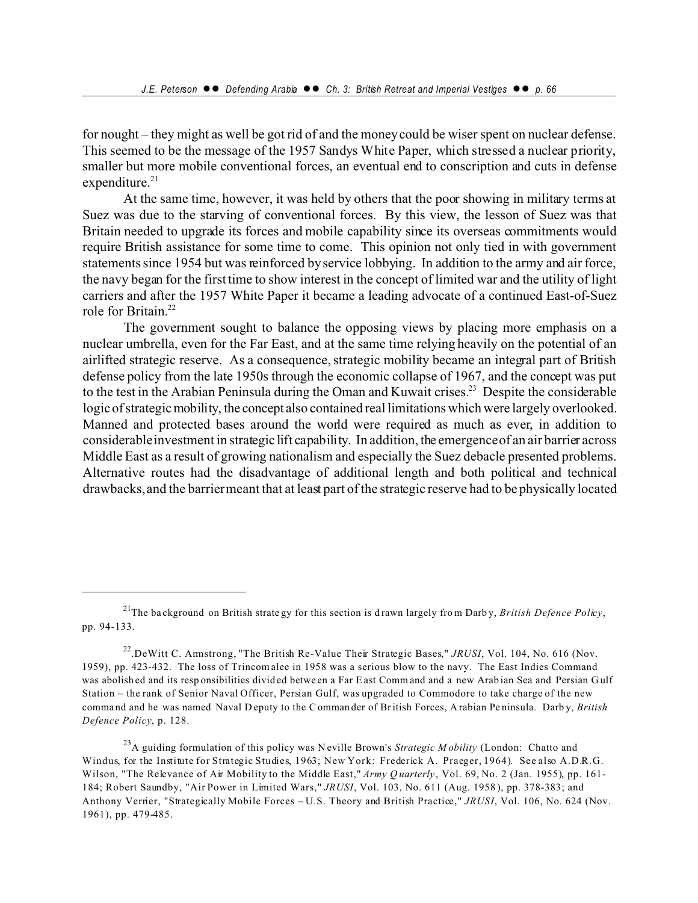for nought – they might as well be got rid of and the money could be wiser spent on nuclear defense. This seemed to be the message of the 1957 Sandys White Paper, which stressed a nuclear priority, smaller but more mobile conventional forces, an eventual end to conscription and cuts in defense expenditure.[21]

At the same time, however, it was held by others that the poor showing in military terms at Suez was due to the starving of conventional forces. By this view, the lesson of Suez was that Britain needed to upgrade its forces and mobile capability since its overseas commitments would require British assistance for some time to come. This opinion not only tied in with government statements since 1954 but was reinforced by service lobbying. In addition to the army and air force, the navy began for the first time to show interest in the concept of limited war and the utility of light carriers and after the 1957 White Paper it became a leading advocate of a continued East-of-Suez role for Britain.[22]

The government sought to balance the opposing views by placing more emphasis on a nuclear umbrella, even for the Far East, and at the same time relying heavily on the potential of an airlifted strategic reserve. As a consequence, strategic mobility became an integral part of British defense policy from the late 1950s through the economic collapse of 1967, and the concept was put to the test in the Arabian Peninsula during the Oman and Kuwait crises.[23] Despite the considerable logic of strategic mobility, the concept also contained real limitations which were largely overlooked. Manned and protected bases around the world were required as much as ever, in addition to considerable investment in strategic lift capability. In addition, the emergence of an air barrier across Middle East as a result of growing nationalism and especially the Suez debacle presented problems. Alternative routes had the disadvantage of additional length and both political and technical drawbacks, and the barrier meant that at least part of the strategic reserve had to be physically located

---

[21] The background on British strategy for this section is drawn largely from Darby, *British Defence Policy*, pp. 94-133.

[22] DeWitt C. Armstrong, "The British Re-Value Their Strategic Bases," *JRUSI*, Vol. 104, No. 616 (Nov. 1959), pp. 423-432. The loss of Trincomalee in 1958 was a serious blow to the navy. The East Indies Command was abolished and its responsibilities divided between a Far East Command and a new Arabian Sea and Persian Gulf Station – the rank of Senior Naval Officer, Persian Gulf, was upgraded to Commodore to take charge of the new command and he was named Naval Deputy to the Commander of British Forces, Arabian Peninsula. Darby, *British Defence Policy*, p. 128.

[23] A guiding formulation of this policy was Neville Brown's *Strategic Mobility* (London: Chatto and Windus, for the Institute for Strategic Studies, 1963; New York: Frederick A. Praeger, 1964). See also A.D.R.G. Wilson, "The Relevance of Air Mobility to the Middle East," *Army Quarterly*, Vol. 69, No. 2 (Jan. 1955), pp. 161-184; Robert Saundby, "Air Power in Limited Wars," *JRUSI*, Vol. 103, No. 611 (Aug. 1958), pp. 378-383; and Anthony Verrier, "Strategically Mobile Forces – U.S. Theory and British Practice," *JRUSI*, Vol. 106, No. 624 (Nov. 1961), pp. 479-485.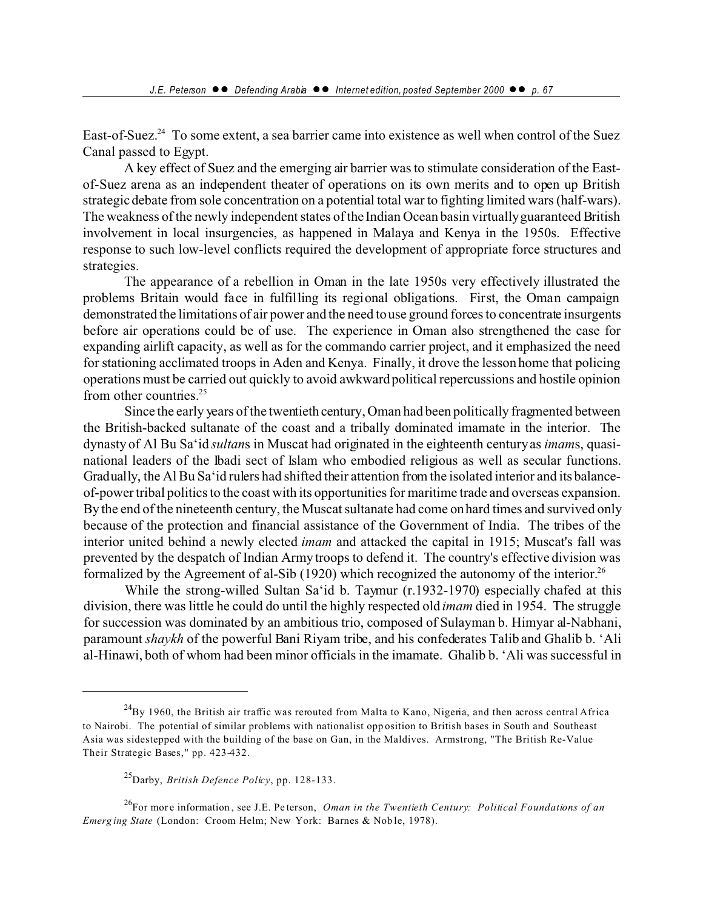East-of-Suez.[24] To some extent, a sea barrier came into existence as well when control of the Suez Canal passed to Egypt.

A key effect of Suez and the emerging air barrier was to stimulate consideration of the East-of-Suez arena as an independent theater of operations on its own merits and to open up British strategic debate from sole concentration on a potential total war to fighting limited wars (half-wars). The weakness of the newly independent states of the Indian Ocean basin virtually guaranteed British involvement in local insurgencies, as happened in Malaya and Kenya in the 1950s. Effective response to such low-level conflicts required the development of appropriate force structures and strategies.

The appearance of a rebellion in Oman in the late 1950s very effectively illustrated the problems Britain would face in fulfilling its regional obligations. First, the Oman campaign demonstrated the limitations of air power and the need to use ground forces to concentrate insurgents before air operations could be of use. The experience in Oman also strengthened the case for expanding airlift capacity, as well as for the commando carrier project, and it emphasized the need for stationing acclimated troops in Aden and Kenya. Finally, it drove the lesson home that policing operations must be carried out quickly to avoid awkward political repercussions and hostile opinion from other countries.[25]

Since the early years of the twentieth century, Oman had been politically fragmented between the British-backed sultanate of the coast and a tribally dominated imamate in the interior. The dynasty of Al Bu Sa'id *sultan*s in Muscat had originated in the eighteenth century as *imam*s, quasi-national leaders of the Ibadi sect of Islam who embodied religious as well as secular functions. Gradually, the Al Bu Sa'id rulers had shifted their attention from the isolated interior and its balance-of-power tribal politics to the coast with its opportunities for maritime trade and overseas expansion. By the end of the nineteenth century, the Muscat sultanate had come on hard times and survived only because of the protection and financial assistance of the Government of India. The tribes of the interior united behind a newly elected *imam* and attacked the capital in 1915; Muscat's fall was prevented by the despatch of Indian Army troops to defend it. The country's effective division was formalized by the Agreement of al-Sib (1920) which recognized the autonomy of the interior.[26]

While the strong-willed Sultan Sa'id b. Taymur (r.1932-1970) especially chafed at this division, there was little he could do until the highly respected old *imam* died in 1954. The struggle for succession was dominated by an ambitious trio, composed of Sulayman b. Himyar al-Nabhani, paramount *shaykh* of the powerful Bani Riyam tribe, and his confederates Talib and Ghalib b. 'Ali al-Hinawi, both of whom had been minor officials in the imamate. Ghalib b. 'Ali was successful in

---

[24] By 1960, the British air traffic was rerouted from Malta to Kano, Nigeria, and then across central Africa to Nairobi. The potential of similar problems with nationalist opposition to British bases in South and Southeast Asia was sidestepped with the building of the base on Gan, in the Maldives. Armstrong, "The British Re-Value Their Strategic Bases," pp. 423-432.

[25] Darby, *British Defence Policy*, pp. 128-133.

[26] For more information, see J.E. Peterson, *Oman in the Twentieth Century: Political Foundations of an Emerging State* (London: Croom Helm; New York: Barnes & Noble, 1978).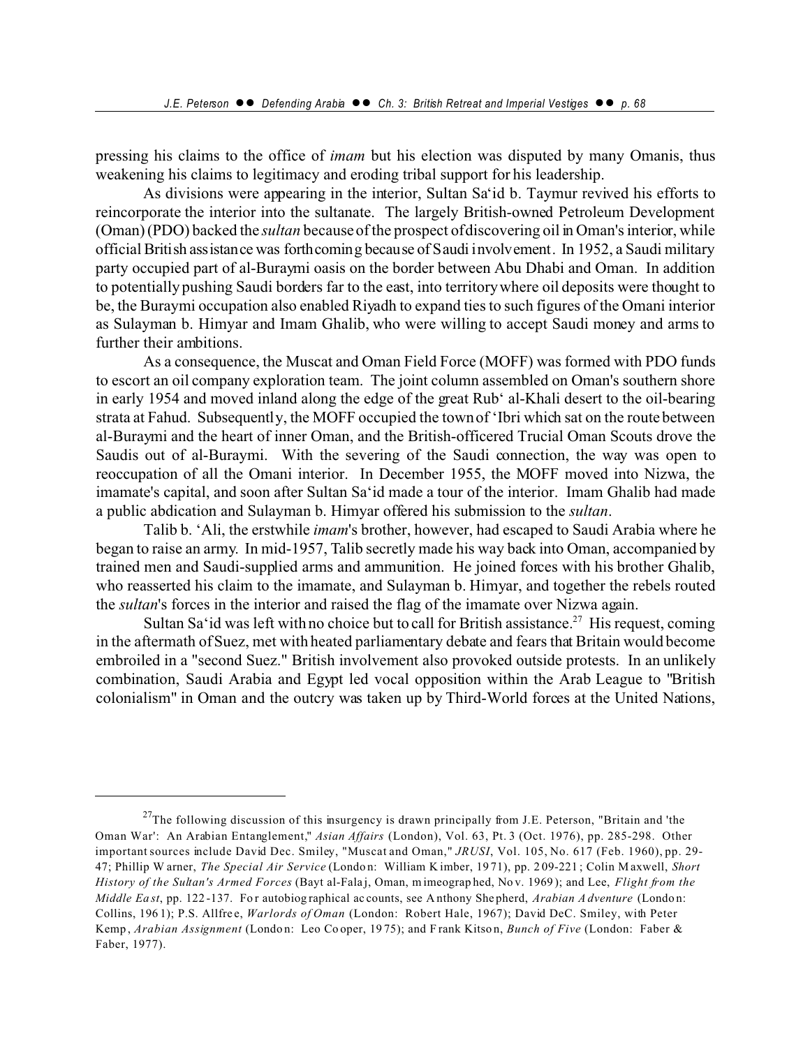pressing his claims to the office of *imam* but his election was disputed by many Omanis, thus weakening his claims to legitimacy and eroding tribal support for his leadership.

As divisions were appearing in the interior, Sultan Sa'id b. Taymur revived his efforts to reincorporate the interior into the sultanate. The largely British-owned Petroleum Development (Oman) (PDO) backed the *sultan* because of the prospect of discovering oil in Oman's interior, while official British assistance was forthcoming because of Saudi involvement. In 1952, a Saudi military party occupied part of al-Buraymi oasis on the border between Abu Dhabi and Oman. In addition to potentially pushing Saudi borders far to the east, into territory where oil deposits were thought to be, the Buraymi occupation also enabled Riyadh to expand ties to such figures of the Omani interior as Sulayman b. Himyar and Imam Ghalib, who were willing to accept Saudi money and arms to further their ambitions.

As a consequence, the Muscat and Oman Field Force (MOFF) was formed with PDO funds to escort an oil company exploration team. The joint column assembled on Oman's southern shore in early 1954 and moved inland along the edge of the great Rub' al-Khali desert to the oil-bearing strata at Fahud. Subsequently, the MOFF occupied the town of 'Ibri which sat on the route between al-Buraymi and the heart of inner Oman, and the British-officered Trucial Oman Scouts drove the Saudis out of al-Buraymi. With the severing of the Saudi connection, the way was open to reoccupation of all the Omani interior. In December 1955, the MOFF moved into Nizwa, the imamate's capital, and soon after Sultan Sa'id made a tour of the interior. Imam Ghalib had made a public abdication and Sulayman b. Himyar offered his submission to the *sultan*.

Talib b. 'Ali, the erstwhile *imam*'s brother, however, had escaped to Saudi Arabia where he began to raise an army. In mid-1957, Talib secretly made his way back into Oman, accompanied by trained men and Saudi-supplied arms and ammunition. He joined forces with his brother Ghalib, who reasserted his claim to the imamate, and Sulayman b. Himyar, and together the rebels routed the *sultan*'s forces in the interior and raised the flag of the imamate over Nizwa again.

Sultan Sa'id was left with no choice but to call for British assistance.[27] His request, coming in the aftermath of Suez, met with heated parliamentary debate and fears that Britain would become embroiled in a "second Suez." British involvement also provoked outside protests. In an unlikely combination, Saudi Arabia and Egypt led vocal opposition within the Arab League to "British colonialism" in Oman and the outcry was taken up by Third-World forces at the United Nations,

---

[27] The following discussion of this insurgency is drawn principally from J.E. Peterson, "Britain and 'the Oman War': An Arabian Entanglement," *Asian Affairs* (London), Vol. 63, Pt. 3 (Oct. 1976), pp. 285-298. Other important sources include David Dec. Smiley, "Muscat and Oman," *JRUSI*, Vol. 105, No. 617 (Feb. 1960), pp. 29-47; Phillip Warner, *The Special Air Service* (London: William Kimber, 1971), pp. 209-221; Colin Maxwell, *Short History of the Sultan's Armed Forces* (Bayt al-Falaj, Oman, mimeographed, Nov. 1969); and Lee, *Flight from the Middle East*, pp. 122-137. For autobiographical accounts, see Anthony Shepherd, *Arabian Adventure* (London: Collins, 1961); P.S. Allfree, *Warlords of Oman* (London: Robert Hale, 1967); David DeC. Smiley, with Peter Kemp, *Arabian Assignment* (London: Leo Cooper, 1975); and Frank Kitson, *Bunch of Five* (London: Faber & Faber, 1977).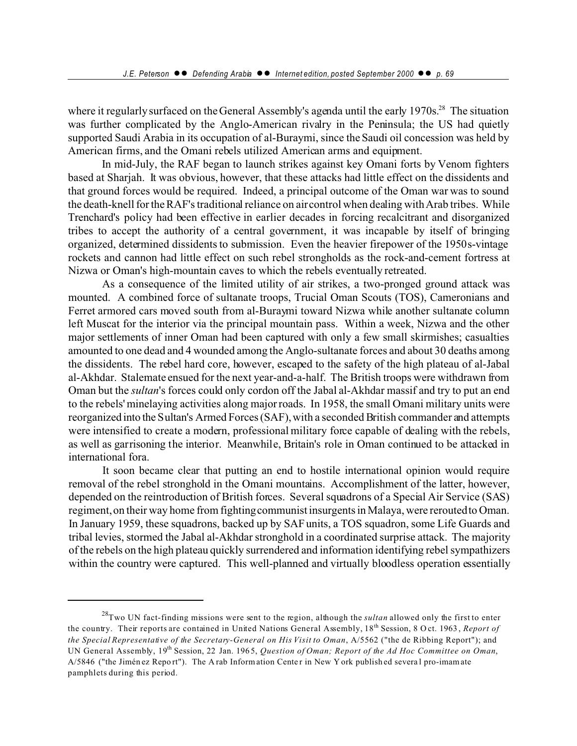where it regularly surfaced on the General Assembly's agenda until the early 1970s.[28] The situation was further complicated by the Anglo-American rivalry in the Peninsula; the US had quietly supported Saudi Arabia in its occupation of al-Buraymi, since the Saudi oil concession was held by American firms, and the Omani rebels utilized American arms and equipment.

In mid-July, the RAF began to launch strikes against key Omani forts by Venom fighters based at Sharjah. It was obvious, however, that these attacks had little effect on the dissidents and that ground forces would be required. Indeed, a principal outcome of the Oman war was to sound the death-knell for the RAF's traditional reliance on air control when dealing with Arab tribes. While Trenchard's policy had been effective in earlier decades in forcing recalcitrant and disorganized tribes to accept the authority of a central government, it was incapable by itself of bringing organized, determined dissidents to submission. Even the heavier firepower of the 1950s-vintage rockets and cannon had little effect on such rebel strongholds as the rock-and-cement fortress at Nizwa or Oman's high-mountain caves to which the rebels eventually retreated.

As a consequence of the limited utility of air strikes, a two-pronged ground attack was mounted. A combined force of sultanate troops, Trucial Oman Scouts (TOS), Cameronians and Ferret armored cars moved south from al-Buraymi toward Nizwa while another sultanate column left Muscat for the interior via the principal mountain pass. Within a week, Nizwa and the other major settlements of inner Oman had been captured with only a few small skirmishes; casualties amounted to one dead and 4 wounded among the Anglo-sultanate forces and about 30 deaths among the dissidents. The rebel hard core, however, escaped to the safety of the high plateau of al-Jabal al-Akhdar. Stalemate ensued for the next year-and-a-half. The British troops were withdrawn from Oman but the *sultan*'s forces could only cordon off the Jabal al-Akhdar massif and try to put an end to the rebels' minelaying activities along major roads. In 1958, the small Omani military units were reorganized into the Sultan's Armed Forces (SAF), with a seconded British commander and attempts were intensified to create a modern, professional military force capable of dealing with the rebels, as well as garrisoning the interior. Meanwhile, Britain's role in Oman continued to be attacked in international fora.

It soon became clear that putting an end to hostile international opinion would require removal of the rebel stronghold in the Omani mountains. Accomplishment of the latter, however, depended on the reintroduction of British forces. Several squadrons of a Special Air Service (SAS) regiment, on their way home from fighting communist insurgents in Malaya, were rerouted to Oman. In January 1959, these squadrons, backed up by SAF units, a TOS squadron, some Life Guards and tribal levies, stormed the Jabal al-Akhdar stronghold in a coordinated surprise attack. The majority of the rebels on the high plateau quickly surrendered and information identifying rebel sympathizers within the country were captured. This well-planned and virtually bloodless operation essentially

---

[28] Two UN fact-finding missions were sent to the region, although the *sultan* allowed only the first to enter the country. Their reports are contained in United Nations General Assembly, 18th Session, 8 Oct. 1963, *Report of the Special Representative of the Secretary-General on His Visit to Oman*, A/5562 ("the de Ribbing Report"); and UN General Assembly, 19th Session, 22 Jan. 1965, *Question of Oman; Report of the Ad Hoc Committee on Oman*, A/5846 ("the Jiménez Report"). The Arab Information Center in New York published several pro-imamate pamphlets during this period.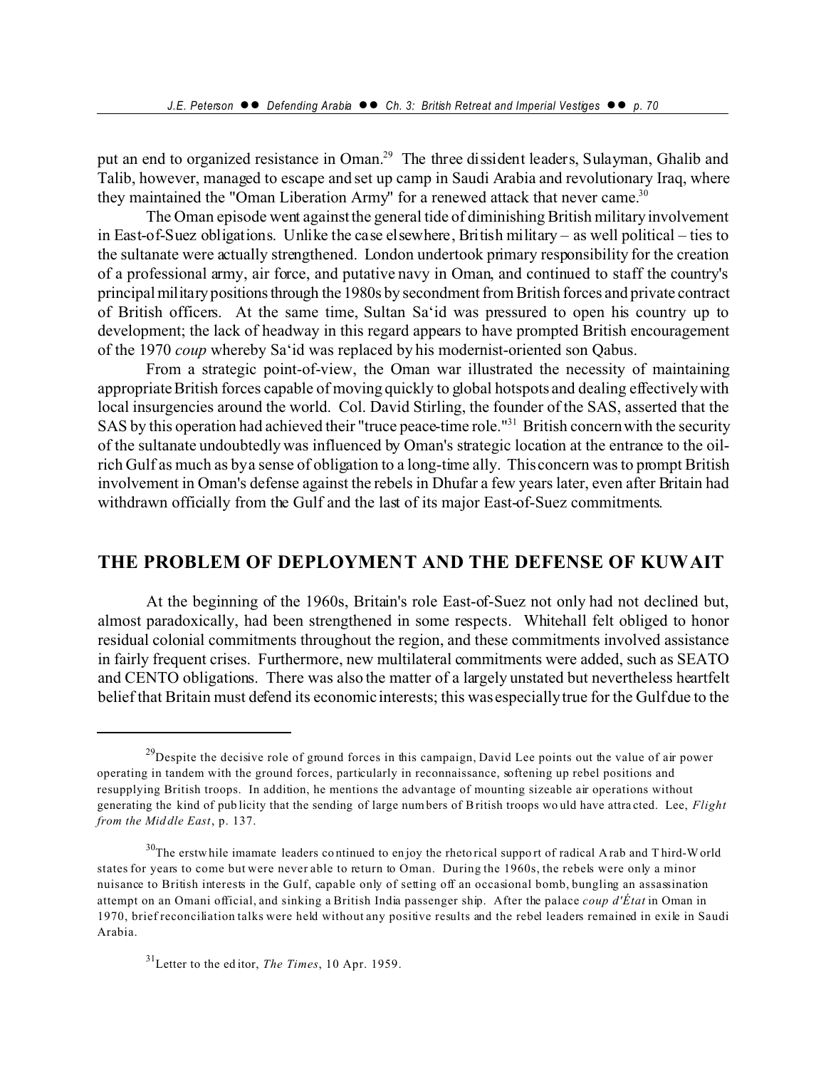put an end to organized resistance in Oman.[29] The three dissident leaders, Sulayman, Ghalib and Talib, however, managed to escape and set up camp in Saudi Arabia and revolutionary Iraq, where they maintained the "Oman Liberation Army" for a renewed attack that never came.[30]

The Oman episode went against the general tide of diminishing British military involvement in East-of-Suez obligations. Unlike the case elsewhere, British military – as well political – ties to the sultanate were actually strengthened. London undertook primary responsibility for the creation of a professional army, air force, and putative navy in Oman, and continued to staff the country's principal military positions through the 1980s by secondment from British forces and private contract of British officers. At the same time, Sultan Sa'id was pressured to open his country up to development; the lack of headway in this regard appears to have prompted British encouragement of the 1970 *coup* whereby Sa'id was replaced by his modernist-oriented son Qabus.

From a strategic point-of-view, the Oman war illustrated the necessity of maintaining appropriate British forces capable of moving quickly to global hotspots and dealing effectively with local insurgencies around the world. Col. David Stirling, the founder of the SAS, asserted that the SAS by this operation had achieved their "truce peace-time role."[31] British concern with the security of the sultanate undoubtedly was influenced by Oman's strategic location at the entrance to the oil-rich Gulf as much as by a sense of obligation to a long-time ally. This concern was to prompt British involvement in Oman's defense against the rebels in Dhufar a few years later, even after Britain had withdrawn officially from the Gulf and the last of its major East-of-Suez commitments.

## THE PROBLEM OF DEPLOYMENT AND THE DEFENSE OF KUWAIT

At the beginning of the 1960s, Britain's role East-of-Suez not only had not declined but, almost paradoxically, had been strengthened in some respects. Whitehall felt obliged to honor residual colonial commitments throughout the region, and these commitments involved assistance in fairly frequent crises. Furthermore, new multilateral commitments were added, such as SEATO and CENTO obligations. There was also the matter of a largely unstated but nevertheless heartfelt belief that Britain must defend its economic interests; this was especially true for the Gulf due to the

---

[29] Despite the decisive role of ground forces in this campaign, David Lee points out the value of air power operating in tandem with the ground forces, particularly in reconnaissance, softening up rebel positions and resupplying British troops. In addition, he mentions the advantage of mounting sizeable air operations without generating the kind of publicity that the sending of large numbers of British troops would have attracted. Lee, *Flight from the Middle East*, p. 137.

[30] The erstwhile imamate leaders continued to enjoy the rhetorical support of radical Arab and Third-World states for years to come but were never able to return to Oman. During the 1960s, the rebels were only a minor nuisance to British interests in the Gulf, capable only of setting off an occasional bomb, bungling an assassination attempt on an Omani official, and sinking a British India passenger ship. After the palace *coup d'État* in Oman in 1970, brief reconciliation talks were held without any positive results and the rebel leaders remained in exile in Saudi Arabia.

[31] Letter to the editor, *The Times*, 10 Apr. 1959.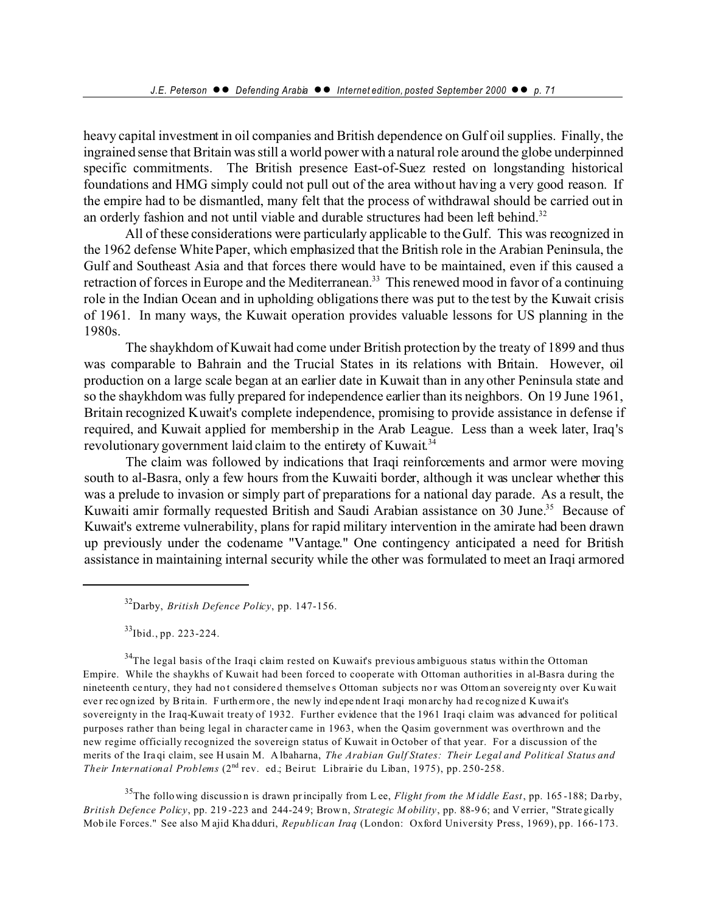heavy capital investment in oil companies and British dependence on Gulf oil supplies. Finally, the ingrained sense that Britain was still a world power with a natural role around the globe underpinned specific commitments. The British presence East-of-Suez rested on longstanding historical foundations and HMG simply could not pull out of the area without having a very good reason. If the empire had to be dismantled, many felt that the process of withdrawal should be carried out in an orderly fashion and not until viable and durable structures had been left behind.[32]

All of these considerations were particularly applicable to the Gulf. This was recognized in the 1962 defense White Paper, which emphasized that the British role in the Arabian Peninsula, the Gulf and Southeast Asia and that forces there would have to be maintained, even if this caused a retraction of forces in Europe and the Mediterranean.[33] This renewed mood in favor of a continuing role in the Indian Ocean and in upholding obligations there was put to the test by the Kuwait crisis of 1961. In many ways, the Kuwait operation provides valuable lessons for US planning in the 1980s.

The shaykhdom of Kuwait had come under British protection by the treaty of 1899 and thus was comparable to Bahrain and the Trucial States in its relations with Britain. However, oil production on a large scale began at an earlier date in Kuwait than in any other Peninsula state and so the shaykhdom was fully prepared for independence earlier than its neighbors. On 19 June 1961, Britain recognized Kuwait's complete independence, promising to provide assistance in defense if required, and Kuwait applied for membership in the Arab League. Less than a week later, Iraq's revolutionary government laid claim to the entirety of Kuwait.[34]

The claim was followed by indications that Iraqi reinforcements and armor were moving south to al-Basra, only a few hours from the Kuwaiti border, although it was unclear whether this was a prelude to invasion or simply part of preparations for a national day parade. As a result, the Kuwaiti amir formally requested British and Saudi Arabian assistance on 30 June.[35] Because of Kuwait's extreme vulnerability, plans for rapid military intervention in the amirate had been drawn up previously under the codename "Vantage." One contingency anticipated a need for British assistance in maintaining internal security while the other was formulated to meet an Iraqi armored

---

[32] Darby, *British Defence Policy*, pp. 147-156.

[33] Ibid., pp. 223-224.

[34] The legal basis of the Iraqi claim rested on Kuwait's previous ambiguous status within the Ottoman Empire. While the shaykhs of Kuwait had been forced to cooperate with Ottoman authorities in al-Basra during the nineteenth century, they had not considered themselves Ottoman subjects nor was Ottoman sovereignty over Kuwait ever recognized by Britain. Furthermore, the newly independent Iraqi monarchy had recognized Kuwait's sovereignty in the Iraq-Kuwait treaty of 1932. Further evidence that the 1961 Iraqi claim was advanced for political purposes rather than being legal in character came in 1963, when the Qasim government was overthrown and the new regime officially recognized the sovereign status of Kuwait in October of that year. For a discussion of the merits of the Iraqi claim, see Husain M. Albaharna, *The Arabian Gulf States: Their Legal and Political Status and Their International Problems* (2nd rev. ed.; Beirut: Librairie du Liban, 1975), pp. 250-258.

[35] The following discussion is drawn principally from Lee, *Flight from the Middle East*, pp. 165-188; Darby, *British Defence Policy*, pp. 219-223 and 244-249; Brown, *Strategic Mobility*, pp. 88-96; and Verrier, "Strategically Mobile Forces." See also Majid Khadduri, *Republican Iraq* (London: Oxford University Press, 1969), pp. 166-173.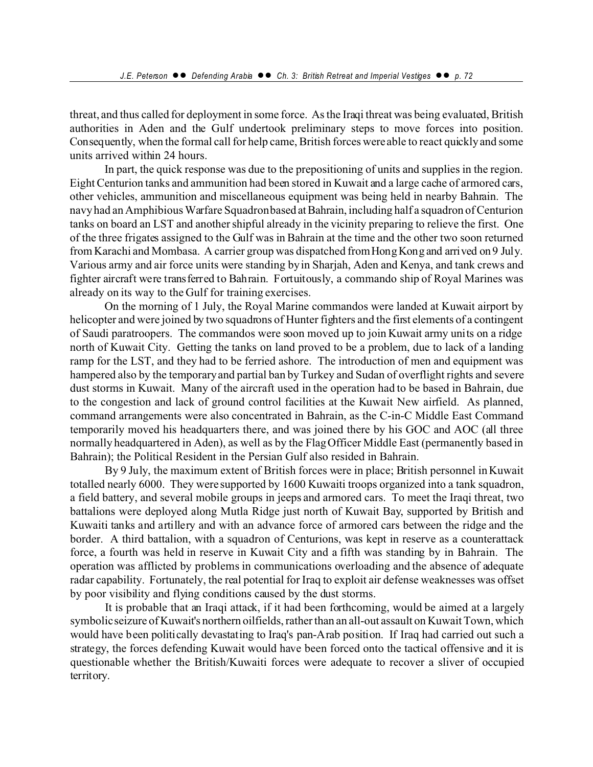threat, and thus called for deployment in some force. As the Iraqi threat was being evaluated, British authorities in Aden and the Gulf undertook preliminary steps to move forces into position. Consequently, when the formal call for help came, British forces were able to react quickly and some units arrived within 24 hours.

In part, the quick response was due to the prepositioning of units and supplies in the region. Eight Centurion tanks and ammunition had been stored in Kuwait and a large cache of armored cars, other vehicles, ammunition and miscellaneous equipment was being held in nearby Bahrain. The navy had an Amphibious Warfare Squadron based at Bahrain, including half a squadron of Centurion tanks on board an LST and another shipful already in the vicinity preparing to relieve the first. One of the three frigates assigned to the Gulf was in Bahrain at the time and the other two soon returned from Karachi and Mombasa. A carrier group was dispatched from Hong Kong and arrived on 9 July. Various army and air force units were standing by in Sharjah, Aden and Kenya, and tank crews and fighter aircraft were transferred to Bahrain. Fortuitously, a commando ship of Royal Marines was already on its way to the Gulf for training exercises.

On the morning of 1 July, the Royal Marine commandos were landed at Kuwait airport by helicopter and were joined by two squadrons of Hunter fighters and the first elements of a contingent of Saudi paratroopers. The commandos were soon moved up to join Kuwait army units on a ridge north of Kuwait City. Getting the tanks on land proved to be a problem, due to lack of a landing ramp for the LST, and they had to be ferried ashore. The introduction of men and equipment was hampered also by the temporary and partial ban by Turkey and Sudan of overflight rights and severe dust storms in Kuwait. Many of the aircraft used in the operation had to be based in Bahrain, due to the congestion and lack of ground control facilities at the Kuwait New airfield. As planned, command arrangements were also concentrated in Bahrain, as the C-in-C Middle East Command temporarily moved his headquarters there, and was joined there by his GOC and AOC (all three normally headquartered in Aden), as well as by the Flag Officer Middle East (permanently based in Bahrain); the Political Resident in the Persian Gulf also resided in Bahrain.

By 9 July, the maximum extent of British forces were in place; British personnel in Kuwait totalled nearly 6000. They were supported by 1600 Kuwaiti troops organized into a tank squadron, a field battery, and several mobile groups in jeeps and armored cars. To meet the Iraqi threat, two battalions were deployed along Mutla Ridge just north of Kuwait Bay, supported by British and Kuwaiti tanks and artillery and with an advance force of armored cars between the ridge and the border. A third battalion, with a squadron of Centurions, was kept in reserve as a counterattack force, a fourth was held in reserve in Kuwait City and a fifth was standing by in Bahrain. The operation was afflicted by problems in communications overloading and the absence of adequate radar capability. Fortunately, the real potential for Iraq to exploit air defense weaknesses was offset by poor visibility and flying conditions caused by the dust storms.

It is probable that an Iraqi attack, if it had been forthcoming, would be aimed at a largely symbolic seizure of Kuwait's northern oilfields, rather than an all-out assault on Kuwait Town, which would have been politically devastating to Iraq's pan-Arab position. If Iraq had carried out such a strategy, the forces defending Kuwait would have been forced onto the tactical offensive and it is questionable whether the British/Kuwaiti forces were adequate to recover a sliver of occupied territory.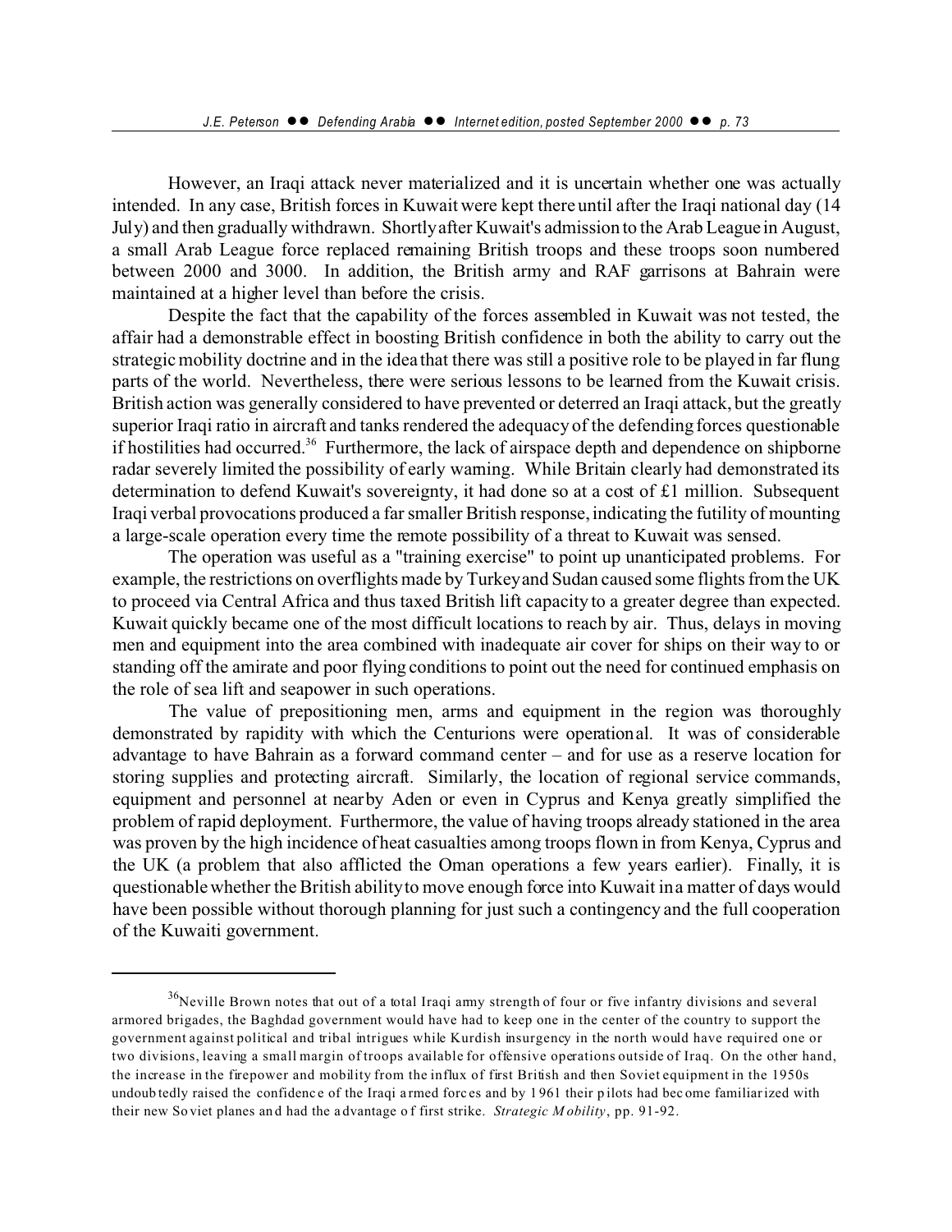However, an Iraqi attack never materialized and it is uncertain whether one was actually intended. In any case, British forces in Kuwait were kept there until after the Iraqi national day (14 July) and then gradually withdrawn. Shortly after Kuwait's admission to the Arab League in August, a small Arab League force replaced remaining British troops and these troops soon numbered between 2000 and 3000. In addition, the British army and RAF garrisons at Bahrain were maintained at a higher level than before the crisis.

Despite the fact that the capability of the forces assembled in Kuwait was not tested, the affair had a demonstrable effect in boosting British confidence in both the ability to carry out the strategic mobility doctrine and in the idea that there was still a positive role to be played in far flung parts of the world. Nevertheless, there were serious lessons to be learned from the Kuwait crisis. British action was generally considered to have prevented or deterred an Iraqi attack, but the greatly superior Iraqi ratio in aircraft and tanks rendered the adequacy of the defending forces questionable if hostilities had occurred.[36] Furthermore, the lack of airspace depth and dependence on shipborne radar severely limited the possibility of early warning. While Britain clearly had demonstrated its determination to defend Kuwait's sovereignty, it had done so at a cost of £1 million. Subsequent Iraqi verbal provocations produced a far smaller British response, indicating the futility of mounting a large-scale operation every time the remote possibility of a threat to Kuwait was sensed.

The operation was useful as a "training exercise" to point up unanticipated problems. For example, the restrictions on overflights made by Turkey and Sudan caused some flights from the UK to proceed via Central Africa and thus taxed British lift capacity to a greater degree than expected. Kuwait quickly became one of the most difficult locations to reach by air. Thus, delays in moving men and equipment into the area combined with inadequate air cover for ships on their way to or standing off the amirate and poor flying conditions to point out the need for continued emphasis on the role of sea lift and seapower in such operations.

The value of prepositioning men, arms and equipment in the region was thoroughly demonstrated by rapidity with which the Centurions were operational. It was of considerable advantage to have Bahrain as a forward command center – and for use as a reserve location for storing supplies and protecting aircraft. Similarly, the location of regional service commands, equipment and personnel at nearby Aden or even in Cyprus and Kenya greatly simplified the problem of rapid deployment. Furthermore, the value of having troops already stationed in the area was proven by the high incidence of heat casualties among troops flown in from Kenya, Cyprus and the UK (a problem that also afflicted the Oman operations a few years earlier). Finally, it is questionable whether the British ability to move enough force into Kuwait in a matter of days would have been possible without thorough planning for just such a contingency and the full cooperation of the Kuwaiti government.

---

[36] Neville Brown notes that out of a total Iraqi army strength of four or five infantry divisions and several armored brigades, the Baghdad government would have had to keep one in the center of the country to support the government against political and tribal intrigues while Kurdish insurgency in the north would have required one or two divisions, leaving a small margin of troops available for offensive operations outside of Iraq. On the other hand, the increase in the firepower and mobility from the influx of first British and then Soviet equipment in the 1950s undoubtedly raised the confidence of the Iraqi armed forces and by 1961 their pilots had become familiarized with their new Soviet planes and had the advantage of first strike. *Strategic Mobility*, pp. 91-92.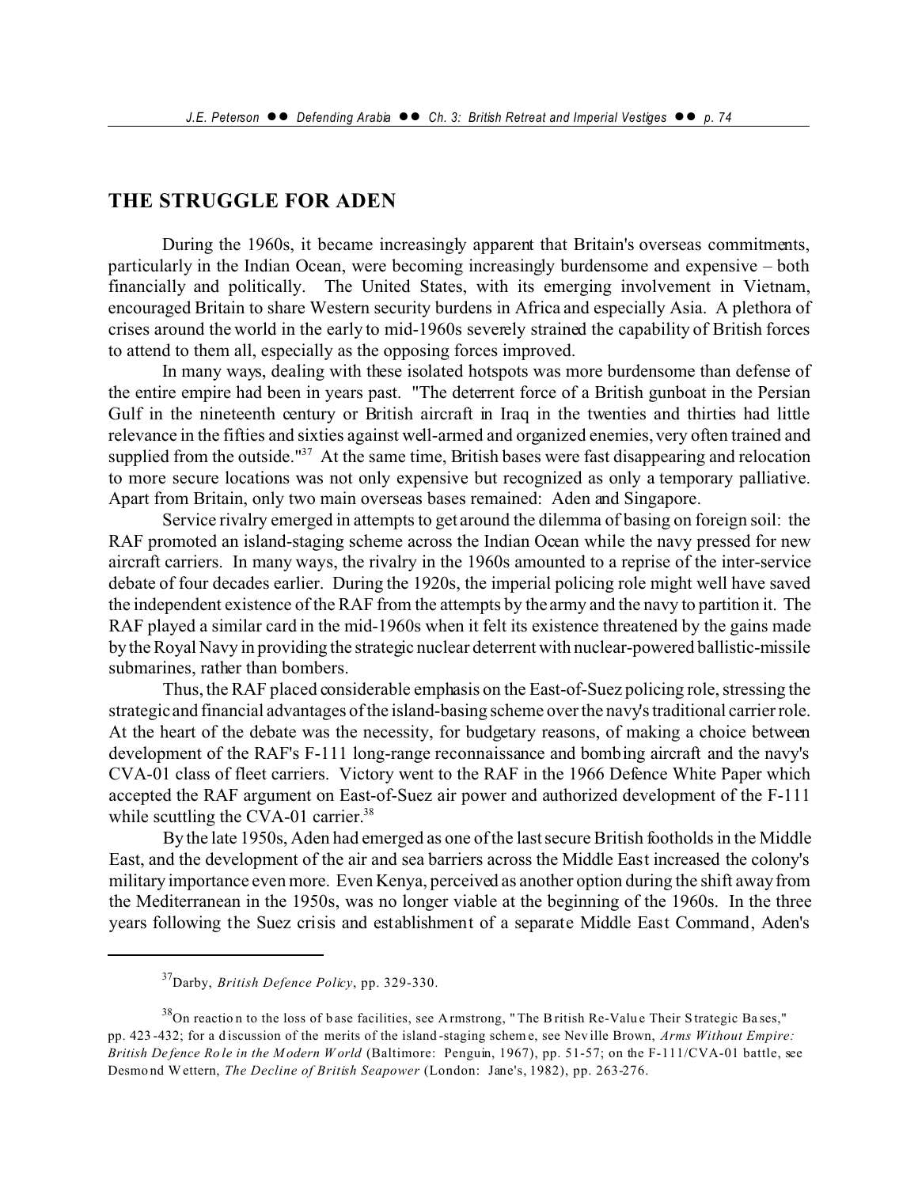## THE STRUGGLE FOR ADEN

During the 1960s, it became increasingly apparent that Britain's overseas commitments, particularly in the Indian Ocean, were becoming increasingly burdensome and expensive – both financially and politically. The United States, with its emerging involvement in Vietnam, encouraged Britain to share Western security burdens in Africa and especially Asia. A plethora of crises around the world in the early to mid-1960s severely strained the capability of British forces to attend to them all, especially as the opposing forces improved.

In many ways, dealing with these isolated hotspots was more burdensome than defense of the entire empire had been in years past. "The deterrent force of a British gunboat in the Persian Gulf in the nineteenth century or British aircraft in Iraq in the twenties and thirties had little relevance in the fifties and sixties against well-armed and organized enemies, very often trained and supplied from the outside."[37] At the same time, British bases were fast disappearing and relocation to more secure locations was not only expensive but recognized as only a temporary palliative. Apart from Britain, only two main overseas bases remained: Aden and Singapore.

Service rivalry emerged in attempts to get around the dilemma of basing on foreign soil: the RAF promoted an island-staging scheme across the Indian Ocean while the navy pressed for new aircraft carriers. In many ways, the rivalry in the 1960s amounted to a reprise of the inter-service debate of four decades earlier. During the 1920s, the imperial policing role might well have saved the independent existence of the RAF from the attempts by the army and the navy to partition it. The RAF played a similar card in the mid-1960s when it felt its existence threatened by the gains made by the Royal Navy in providing the strategic nuclear deterrent with nuclear-powered ballistic-missile submarines, rather than bombers.

Thus, the RAF placed considerable emphasis on the East-of-Suez policing role, stressing the strategic and financial advantages of the island-basing scheme over the navy's traditional carrier role. At the heart of the debate was the necessity, for budgetary reasons, of making a choice between development of the RAF's F-111 long-range reconnaissance and bombing aircraft and the navy's CVA-01 class of fleet carriers. Victory went to the RAF in the 1966 Defence White Paper which accepted the RAF argument on East-of-Suez air power and authorized development of the F-111 while scuttling the CVA-01 carrier.[38]

By the late 1950s, Aden had emerged as one of the last secure British footholds in the Middle East, and the development of the air and sea barriers across the Middle East increased the colony's military importance even more. Even Kenya, perceived as another option during the shift away from the Mediterranean in the 1950s, was no longer viable at the beginning of the 1960s. In the three years following the Suez crisis and establishment of a separate Middle East Command, Aden's

---

[37] Darby, *British Defence Policy*, pp. 329-330.

[38] On reaction to the loss of base facilities, see Armstrong, "The British Re-Value Their Strategic Bases," pp. 423-432; for a discussion of the merits of the island-staging scheme, see Neville Brown, *Arms Without Empire: British Defence Role in the Modern World* (Baltimore: Penguin, 1967), pp. 51-57; on the F-111/CVA-01 battle, see Desmond Wettern, *The Decline of British Seapower* (London: Jane's, 1982), pp. 263-276.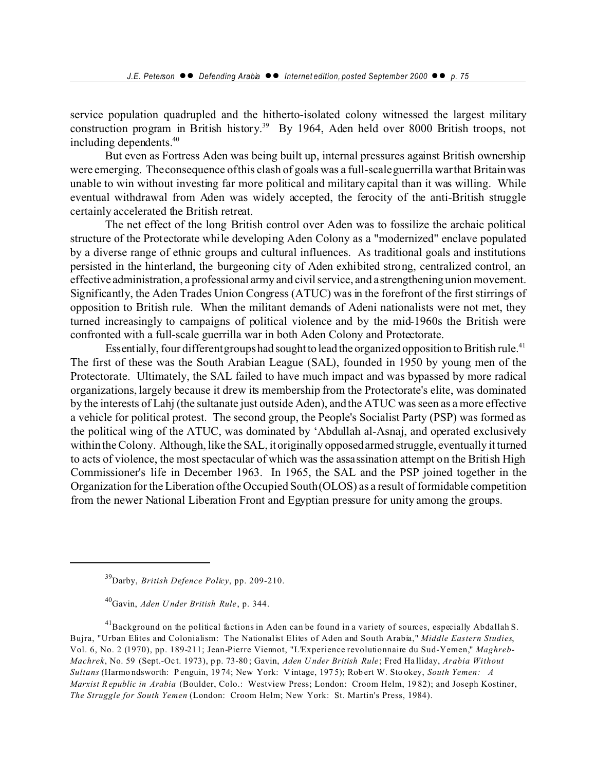service population quadrupled and the hitherto-isolated colony witnessed the largest military construction program in British history.[39] By 1964, Aden held over 8000 British troops, not including dependents.[40]

But even as Fortress Aden was being built up, internal pressures against British ownership were emerging. The consequence of this clash of goals was a full-scale guerrilla war that Britain was unable to win without investing far more political and military capital than it was willing. While eventual withdrawal from Aden was widely accepted, the ferocity of the anti-British struggle certainly accelerated the British retreat.

The net effect of the long British control over Aden was to fossilize the archaic political structure of the Protectorate while developing Aden Colony as a "modernized" enclave populated by a diverse range of ethnic groups and cultural influences. As traditional goals and institutions persisted in the hinterland, the burgeoning city of Aden exhibited strong, centralized control, an effective administration, a professional army and civil service, and a strengthening union movement. Significantly, the Aden Trades Union Congress (ATUC) was in the forefront of the first stirrings of opposition to British rule. When the militant demands of Adeni nationalists were not met, they turned increasingly to campaigns of political violence and by the mid-1960s the British were confronted with a full-scale guerrilla war in both Aden Colony and Protectorate.

Essentially, four different groups had sought to lead the organized opposition to British rule.[41] The first of these was the South Arabian League (SAL), founded in 1950 by young men of the Protectorate. Ultimately, the SAL failed to have much impact and was bypassed by more radical organizations, largely because it drew its membership from the Protectorate's elite, was dominated by the interests of Lahj (the sultanate just outside Aden), and the ATUC was seen as a more effective a vehicle for political protest. The second group, the People's Socialist Party (PSP) was formed as the political wing of the ATUC, was dominated by ‘Abdullah al-Asnaj, and operated exclusively within the Colony. Although, like the SAL, it originally opposed armed struggle, eventually it turned to acts of violence, the most spectacular of which was the assassination attempt on the British High Commissioner's life in December 1963. In 1965, the SAL and the PSP joined together in the Organization for the Liberation of the Occupied South (OLOS) as a result of formidable competition from the newer National Liberation Front and Egyptian pressure for unity among the groups.

---

[39] Darby, *British Defence Policy*, pp. 209-210.

[40] Gavin, *Aden Under British Rule*, p. 344.

[41] Background on the political factions in Aden can be found in a variety of sources, especially Abdallah S. Bujra, "Urban Elites and Colonialism: The Nationalist Elites of Aden and South Arabia," *Middle Eastern Studies*, Vol. 6, No. 2 (1970), pp. 189-211; Jean-Pierre Viennot, "L'Experience revolutionnaire du Sud-Yemen," *Maghreb-Machrek*, No. 59 (Sept.-Oct. 1973), pp. 73-80; Gavin, *Aden Under British Rule*; Fred Halliday, *Arabia Without Sultans* (Harmondsworth: Penguin, 1974; New York: Vintage, 1975); Robert W. Stookey, *South Yemen: A Marxist Republic in Arabia* (Boulder, Colo.: Westview Press; London: Croom Helm, 1982); and Joseph Kostiner, *The Struggle for South Yemen* (London: Croom Helm; New York: St. Martin's Press, 1984).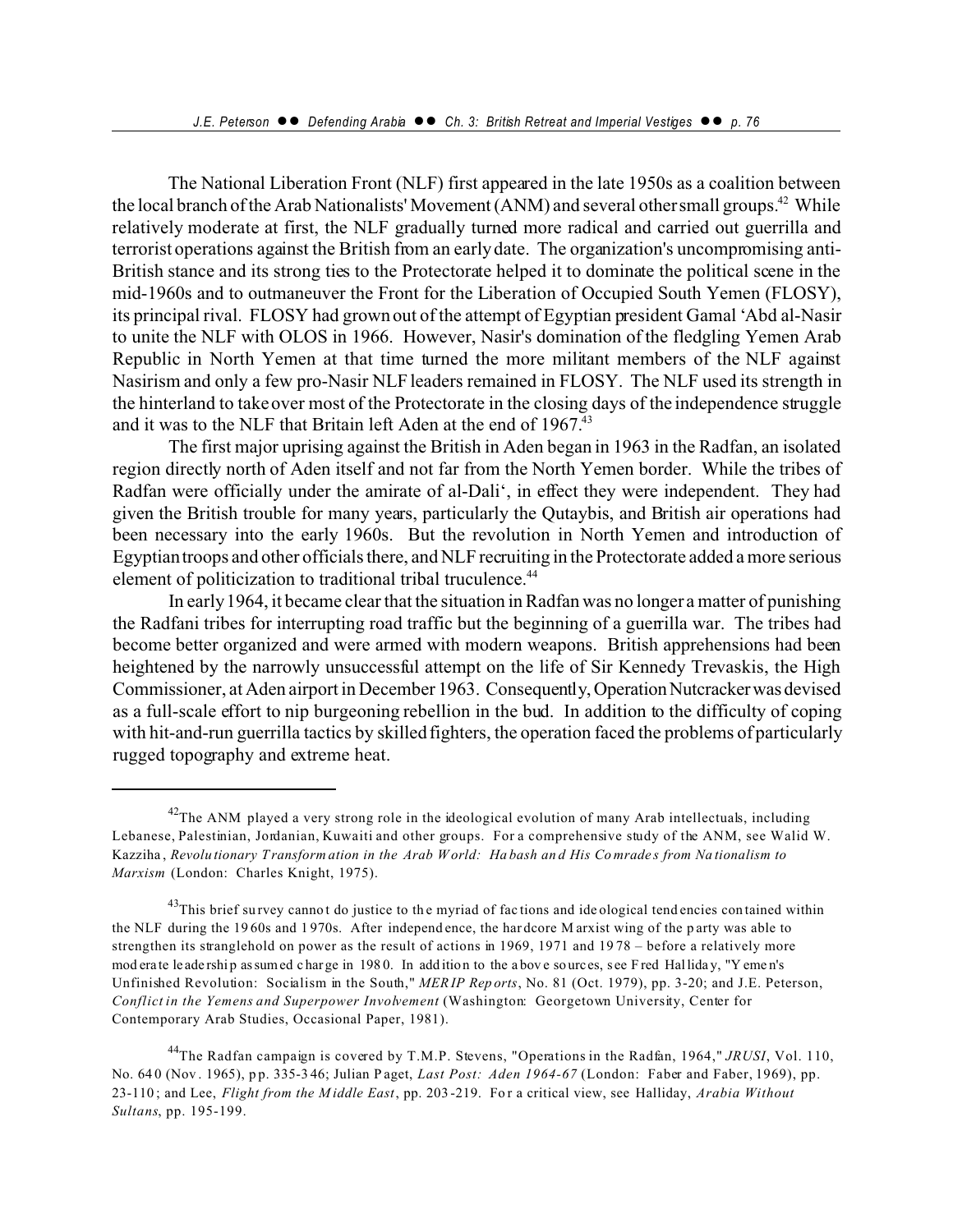The National Liberation Front (NLF) first appeared in the late 1950s as a coalition between the local branch of the Arab Nationalists' Movement (ANM) and several other small groups.[42] While relatively moderate at first, the NLF gradually turned more radical and carried out guerrilla and terrorist operations against the British from an early date. The organization's uncompromising anti-British stance and its strong ties to the Protectorate helped it to dominate the political scene in the mid-1960s and to outmaneuver the Front for the Liberation of Occupied South Yemen (FLOSY), its principal rival. FLOSY had grown out of the attempt of Egyptian president Gamal ʿAbd al-Nasir to unite the NLF with OLOS in 1966. However, Nasir's domination of the fledgling Yemen Arab Republic in North Yemen at that time turned the more militant members of the NLF against Nasirism and only a few pro-Nasir NLF leaders remained in FLOSY. The NLF used its strength in the hinterland to take over most of the Protectorate in the closing days of the independence struggle and it was to the NLF that Britain left Aden at the end of 1967.[43]

The first major uprising against the British in Aden began in 1963 in the Radfan, an isolated region directly north of Aden itself and not far from the North Yemen border. While the tribes of Radfan were officially under the amirate of al-Daliʿ, in effect they were independent. They had given the British trouble for many years, particularly the Qutaybis, and British air operations had been necessary into the early 1960s. But the revolution in North Yemen and introduction of Egyptian troops and other officials there, and NLF recruiting in the Protectorate added a more serious element of politicization to traditional tribal truculence.[44]

In early 1964, it became clear that the situation in Radfan was no longer a matter of punishing the Radfani tribes for interrupting road traffic but the beginning of a guerrilla war. The tribes had become better organized and were armed with modern weapons. British apprehensions had been heightened by the narrowly unsuccessful attempt on the life of Sir Kennedy Trevaskis, the High Commissioner, at Aden airport in December 1963. Consequently, Operation Nutcracker was devised as a full-scale effort to nip burgeoning rebellion in the bud. In addition to the difficulty of coping with hit-and-run guerrilla tactics by skilled fighters, the operation faced the problems of particularly rugged topography and extreme heat.

---

[42]The ANM played a very strong role in the ideological evolution of many Arab intellectuals, including Lebanese, Palestinian, Jordanian, Kuwaiti and other groups. For a comprehensive study of the ANM, see Walid W. Kazziha, *Revolutionary Transformation in the Arab World: Habash and His Comrades from Nationalism to Marxism* (London: Charles Knight, 1975).

[43]This brief survey cannot do justice to the myriad of factions and ideological tendencies contained within the NLF during the 1960s and 1970s. After independence, the hardcore Marxist wing of the party was able to strengthen its stranglehold on power as the result of actions in 1969, 1971 and 1978 – before a relatively more moderate leadership assumed charge in 1980. In addition to the above sources, see Fred Halliday, "Yemen's Unfinished Revolution: Socialism in the South," *MERIP Reports*, No. 81 (Oct. 1979), pp. 3-20; and J.E. Peterson, *Conflict in the Yemens and Superpower Involvement* (Washington: Georgetown University, Center for Contemporary Arab Studies, Occasional Paper, 1981).

[44]The Radfan campaign is covered by T.M.P. Stevens, "Operations in the Radfan, 1964," *JRUSI*, Vol. 110, No. 640 (Nov. 1965), pp. 335-346; Julian Paget, *Last Post: Aden 1964-67* (London: Faber and Faber, 1969), pp. 23-110; and Lee, *Flight from the Middle East*, pp. 203-219. For a critical view, see Halliday, *Arabia Without Sultans*, pp. 195-199.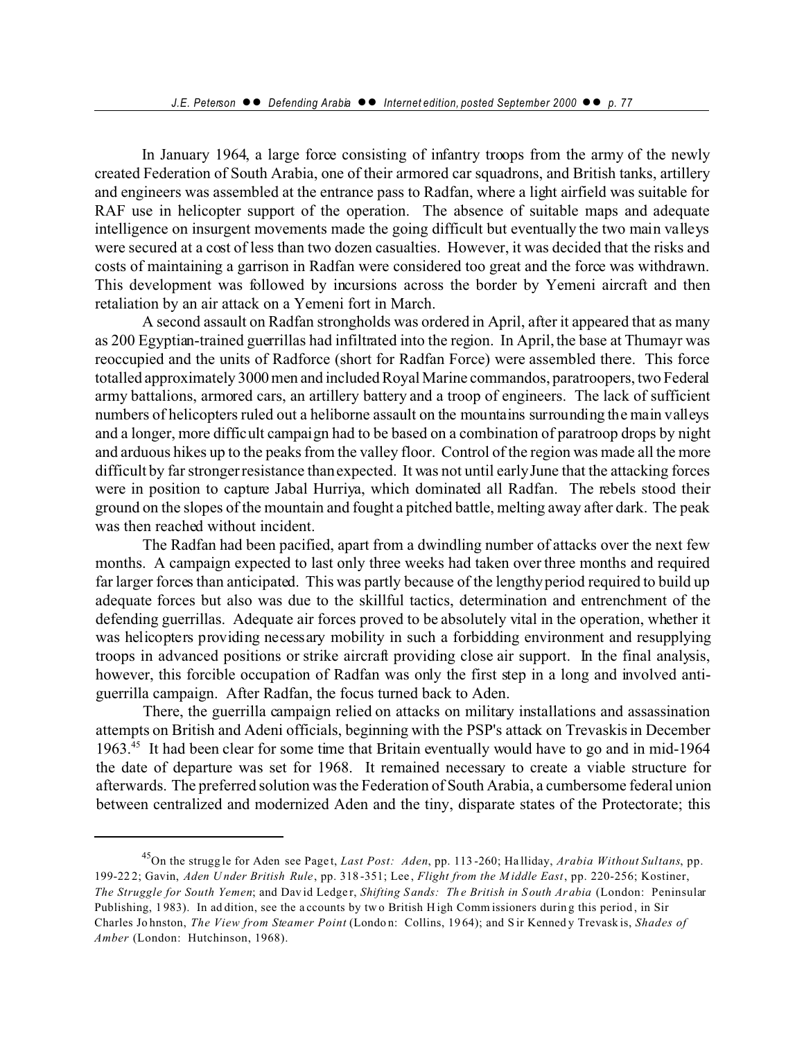In January 1964, a large force consisting of infantry troops from the army of the newly created Federation of South Arabia, one of their armored car squadrons, and British tanks, artillery and engineers was assembled at the entrance pass to Radfan, where a light airfield was suitable for RAF use in helicopter support of the operation. The absence of suitable maps and adequate intelligence on insurgent movements made the going difficult but eventually the two main valleys were secured at a cost of less than two dozen casualties. However, it was decided that the risks and costs of maintaining a garrison in Radfan were considered too great and the force was withdrawn. This development was followed by incursions across the border by Yemeni aircraft and then retaliation by an air attack on a Yemeni fort in March.

A second assault on Radfan strongholds was ordered in April, after it appeared that as many as 200 Egyptian-trained guerrillas had infiltrated into the region. In April, the base at Thumayr was reoccupied and the units of Radforce (short for Radfan Force) were assembled there. This force totalled approximately 3000 men and included Royal Marine commandos, paratroopers, two Federal army battalions, armored cars, an artillery battery and a troop of engineers. The lack of sufficient numbers of helicopters ruled out a heliborne assault on the mountains surrounding the main valleys and a longer, more difficult campaign had to be based on a combination of paratroop drops by night and arduous hikes up to the peaks from the valley floor. Control of the region was made all the more difficult by far stronger resistance than expected. It was not until early June that the attacking forces were in position to capture Jabal Hurriya, which dominated all Radfan. The rebels stood their ground on the slopes of the mountain and fought a pitched battle, melting away after dark. The peak was then reached without incident.

The Radfan had been pacified, apart from a dwindling number of attacks over the next few months. A campaign expected to last only three weeks had taken over three months and required far larger forces than anticipated. This was partly because of the lengthy period required to build up adequate forces but also was due to the skillful tactics, determination and entrenchment of the defending guerrillas. Adequate air forces proved to be absolutely vital in the operation, whether it was helicopters providing necessary mobility in such a forbidding environment and resupplying troops in advanced positions or strike aircraft providing close air support. In the final analysis, however, this forcible occupation of Radfan was only the first step in a long and involved anti-guerrilla campaign. After Radfan, the focus turned back to Aden.

There, the guerrilla campaign relied on attacks on military installations and assassination attempts on British and Adeni officials, beginning with the PSP's attack on Trevaskis in December 1963.[45] It had been clear for some time that Britain eventually would have to go and in mid-1964 the date of departure was set for 1968. It remained necessary to create a viable structure for afterwards. The preferred solution was the Federation of South Arabia, a cumbersome federal union between centralized and modernized Aden and the tiny, disparate states of the Protectorate; this

---

[45] On the struggle for Aden see Paget, *Last Post: Aden*, pp. 113-260; Halliday, *Arabia Without Sultans*, pp. 199-222; Gavin, *Aden Under British Rule*, pp. 318-351; Lee, *Flight from the Middle East*, pp. 220-256; Kostiner, *The Struggle for South Yemen*; and David Ledger, *Shifting Sands: The British in South Arabia* (London: Peninsular Publishing, 1983). In addition, see the accounts by two British High Commissioners during this period, in Sir Charles Johnston, *The View from Steamer Point* (London: Collins, 1964); and Sir Kennedy Trevaskis, *Shades of Amber* (London: Hutchinson, 1968).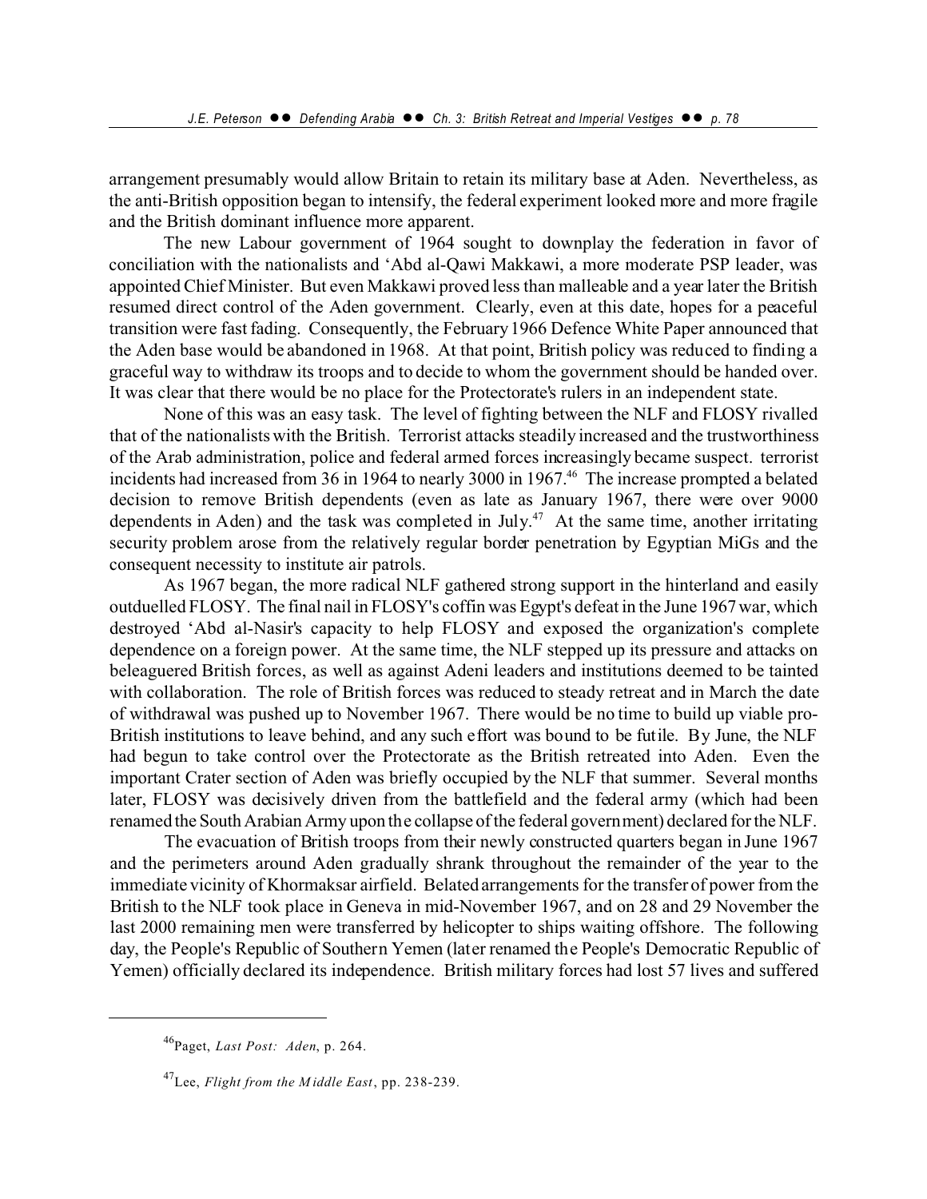arrangement presumably would allow Britain to retain its military base at Aden. Nevertheless, as the anti-British opposition began to intensify, the federal experiment looked more and more fragile and the British dominant influence more apparent.

The new Labour government of 1964 sought to downplay the federation in favor of conciliation with the nationalists and ʻAbd al-Qawi Makkawi, a more moderate PSP leader, was appointed Chief Minister. But even Makkawi proved less than malleable and a year later the British resumed direct control of the Aden government. Clearly, even at this date, hopes for a peaceful transition were fast fading. Consequently, the February 1966 Defence White Paper announced that the Aden base would be abandoned in 1968. At that point, British policy was reduced to finding a graceful way to withdraw its troops and to decide to whom the government should be handed over. It was clear that there would be no place for the Protectorate's rulers in an independent state.

None of this was an easy task. The level of fighting between the NLF and FLOSY rivalled that of the nationalists with the British. Terrorist attacks steadily increased and the trustworthiness of the Arab administration, police and federal armed forces increasingly became suspect. terrorist incidents had increased from 36 in 1964 to nearly 3000 in 1967.[46] The increase prompted a belated decision to remove British dependents (even as late as January 1967, there were over 9000 dependents in Aden) and the task was completed in July.[47] At the same time, another irritating security problem arose from the relatively regular border penetration by Egyptian MiGs and the consequent necessity to institute air patrols.

As 1967 began, the more radical NLF gathered strong support in the hinterland and easily outduelled FLOSY. The final nail in FLOSY's coffin was Egypt's defeat in the June 1967 war, which destroyed ʻAbd al-Nasir's capacity to help FLOSY and exposed the organization's complete dependence on a foreign power. At the same time, the NLF stepped up its pressure and attacks on beleaguered British forces, as well as against Adeni leaders and institutions deemed to be tainted with collaboration. The role of British forces was reduced to steady retreat and in March the date of withdrawal was pushed up to November 1967. There would be no time to build up viable pro-British institutions to leave behind, and any such effort was bound to be futile. By June, the NLF had begun to take control over the Protectorate as the British retreated into Aden. Even the important Crater section of Aden was briefly occupied by the NLF that summer. Several months later, FLOSY was decisively driven from the battlefield and the federal army (which had been renamed the South Arabian Army upon the collapse of the federal government) declared for the NLF.

The evacuation of British troops from their newly constructed quarters began in June 1967 and the perimeters around Aden gradually shrank throughout the remainder of the year to the immediate vicinity of Khormaksar airfield. Belated arrangements for the transfer of power from the British to the NLF took place in Geneva in mid-November 1967, and on 28 and 29 November the last 2000 remaining men were transferred by helicopter to ships waiting offshore. The following day, the People's Republic of Southern Yemen (later renamed the People's Democratic Republic of Yemen) officially declared its independence. British military forces had lost 57 lives and suffered

---

[46] Paget, *Last Post: Aden*, p. 264.

[47] Lee, *Flight from the Middle East*, pp. 238-239.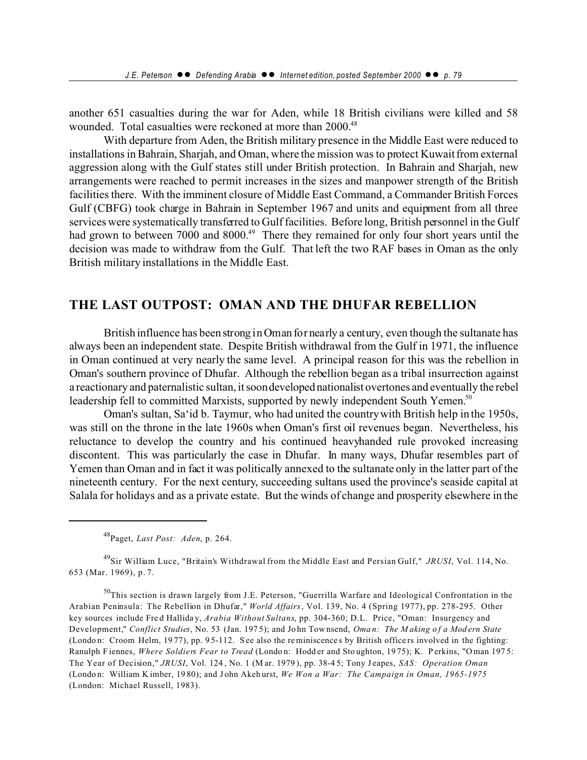another 651 casualties during the war for Aden, while 18 British civilians were killed and 58 wounded. Total casualties were reckoned at more than 2000.[48]

With departure from Aden, the British military presence in the Middle East were reduced to installations in Bahrain, Sharjah, and Oman, where the mission was to protect Kuwait from external aggression along with the Gulf states still under British protection. In Bahrain and Sharjah, new arrangements were reached to permit increases in the sizes and manpower strength of the British facilities there. With the imminent closure of Middle East Command, a Commander British Forces Gulf (CBFG) took charge in Bahrain in September 1967 and units and equipment from all three services were systematically transferred to Gulf facilities. Before long, British personnel in the Gulf had grown to between 7000 and 8000.[49] There they remained for only four short years until the decision was made to withdraw from the Gulf. That left the two RAF bases in Oman as the only British military installations in the Middle East.

## THE LAST OUTPOST: OMAN AND THE DHUFAR REBELLION

British influence has been strong in Oman for nearly a century, even though the sultanate has always been an independent state. Despite British withdrawal from the Gulf in 1971, the influence in Oman continued at very nearly the same level. A principal reason for this was the rebellion in Oman's southern province of Dhufar. Although the rebellion began as a tribal insurrection against a reactionary and paternalistic sultan, it soon developed nationalist overtones and eventually the rebel leadership fell to committed Marxists, supported by newly independent South Yemen.[50]

Oman's sultan, Sa'id b. Taymur, who had united the country with British help in the 1950s, was still on the throne in the late 1960s when Oman's first oil revenues began. Nevertheless, his reluctance to develop the country and his continued heavyhanded rule provoked increasing discontent. This was particularly the case in Dhufar. In many ways, Dhufar resembles part of Yemen than Oman and in fact it was politically annexed to the sultanate only in the latter part of the nineteenth century. For the next century, succeeding sultans used the province's seaside capital at Salala for holidays and as a private estate. But the winds of change and prosperity elsewhere in the

---

[48] Paget, *Last Post: Aden*, p. 264.

[49] Sir William Luce, "Britain's Withdrawal from the Middle East and Persian Gulf," *JRUSI*, Vol. 114, No. 653 (Mar. 1969), p. 7.

[50] This section is drawn largely from J.E. Peterson, "Guerrilla Warfare and Ideological Confrontation in the Arabian Peninsula: The Rebellion in Dhufar," *World Affairs*, Vol. 139, No. 4 (Spring 1977), pp. 278-295. Other key sources include Fred Halliday, *Arabia Without Sultans*, pp. 304-360; D.L. Price, "Oman: Insurgency and Development," *Conflict Studies*, No. 53 (Jan. 1975); and John Townsend, *Oman: The Making of a Modern State* (London: Croom Helm, 1977), pp. 95-112. See also the reminiscences by British officers involved in the fighting: Ranulph Fiennes, *Where Soldiers Fear to Tread* (London: Hodder and Stoughton, 1975); K. Perkins, "Oman 1975: The Year of Decision," *JRUSI*, Vol. 124, No. 1 (Mar. 1979), pp. 38-45; Tony Jeapes, *SAS: Operation Oman* (London: William Kimber, 1980); and John Akehurst, *We Won a War: The Campaign in Oman, 1965-1975* (London: Michael Russell, 1983).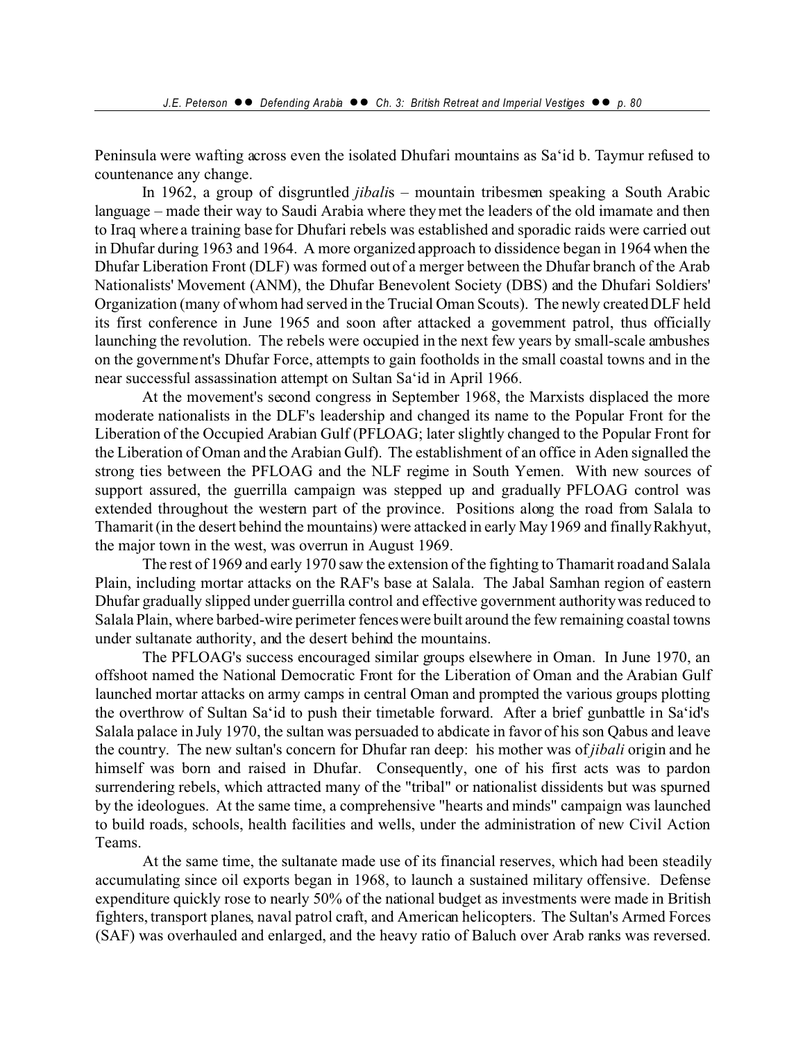Peninsula were wafting across even the isolated Dhufari mountains as Sa'id b. Taymur refused to countenance any change.

In 1962, a group of disgruntled *jibali*s – mountain tribesmen speaking a South Arabic language – made their way to Saudi Arabia where they met the leaders of the old imamate and then to Iraq where a training base for Dhufari rebels was established and sporadic raids were carried out in Dhufar during 1963 and 1964. A more organized approach to dissidence began in 1964 when the Dhufar Liberation Front (DLF) was formed out of a merger between the Dhufar branch of the Arab Nationalists' Movement (ANM), the Dhufar Benevolent Society (DBS) and the Dhufari Soldiers' Organization (many of whom had served in the Trucial Oman Scouts). The newly created DLF held its first conference in June 1965 and soon after attacked a government patrol, thus officially launching the revolution. The rebels were occupied in the next few years by small-scale ambushes on the government's Dhufar Force, attempts to gain footholds in the small coastal towns and in the near successful assassination attempt on Sultan Sa'id in April 1966.

At the movement's second congress in September 1968, the Marxists displaced the more moderate nationalists in the DLF's leadership and changed its name to the Popular Front for the Liberation of the Occupied Arabian Gulf (PFLOAG; later slightly changed to the Popular Front for the Liberation of Oman and the Arabian Gulf). The establishment of an office in Aden signalled the strong ties between the PFLOAG and the NLF regime in South Yemen. With new sources of support assured, the guerrilla campaign was stepped up and gradually PFLOAG control was extended throughout the western part of the province. Positions along the road from Salala to Thamarit (in the desert behind the mountains) were attacked in early May 1969 and finally Rakhyut, the major town in the west, was overrun in August 1969.

The rest of 1969 and early 1970 saw the extension of the fighting to Thamarit road and Salala Plain, including mortar attacks on the RAF's base at Salala. The Jabal Samhan region of eastern Dhufar gradually slipped under guerrilla control and effective government authority was reduced to Salala Plain, where barbed-wire perimeter fences were built around the few remaining coastal towns under sultanate authority, and the desert behind the mountains.

The PFLOAG's success encouraged similar groups elsewhere in Oman. In June 1970, an offshoot named the National Democratic Front for the Liberation of Oman and the Arabian Gulf launched mortar attacks on army camps in central Oman and prompted the various groups plotting the overthrow of Sultan Sa'id to push their timetable forward. After a brief gunbattle in Sa'id's Salala palace in July 1970, the sultan was persuaded to abdicate in favor of his son Qabus and leave the country. The new sultan's concern for Dhufar ran deep: his mother was of *jibali* origin and he himself was born and raised in Dhufar. Consequently, one of his first acts was to pardon surrendering rebels, which attracted many of the "tribal" or nationalist dissidents but was spurned by the ideologues. At the same time, a comprehensive "hearts and minds" campaign was launched to build roads, schools, health facilities and wells, under the administration of new Civil Action Teams.

At the same time, the sultanate made use of its financial reserves, which had been steadily accumulating since oil exports began in 1968, to launch a sustained military offensive. Defense expenditure quickly rose to nearly 50% of the national budget as investments were made in British fighters, transport planes, naval patrol craft, and American helicopters. The Sultan's Armed Forces (SAF) was overhauled and enlarged, and the heavy ratio of Baluch over Arab ranks was reversed.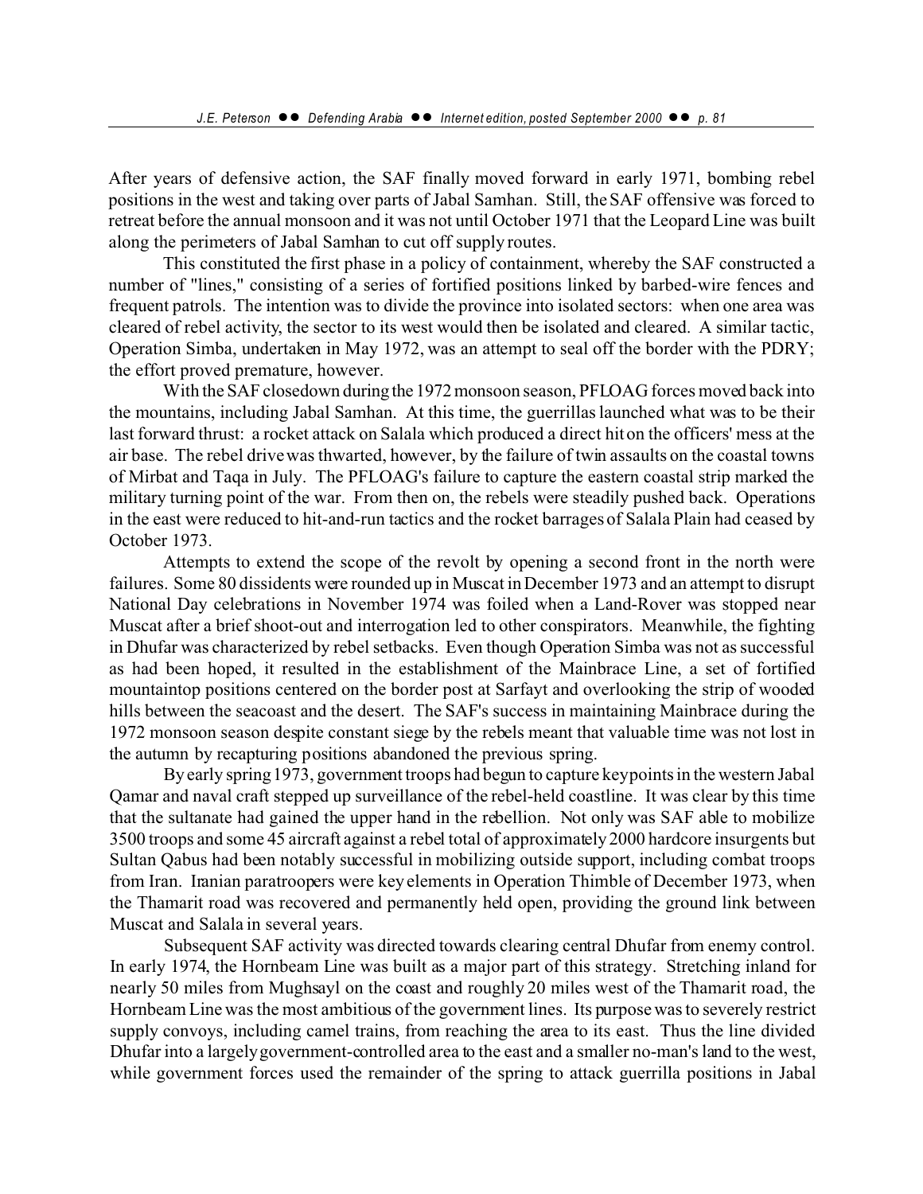After years of defensive action, the SAF finally moved forward in early 1971, bombing rebel positions in the west and taking over parts of Jabal Samhan. Still, the SAF offensive was forced to retreat before the annual monsoon and it was not until October 1971 that the Leopard Line was built along the perimeters of Jabal Samhan to cut off supply routes.

This constituted the first phase in a policy of containment, whereby the SAF constructed a number of "lines," consisting of a series of fortified positions linked by barbed-wire fences and frequent patrols. The intention was to divide the province into isolated sectors: when one area was cleared of rebel activity, the sector to its west would then be isolated and cleared. A similar tactic, Operation Simba, undertaken in May 1972, was an attempt to seal off the border with the PDRY; the effort proved premature, however.

With the SAF closedown during the 1972 monsoon season, PFLOAG forces moved back into the mountains, including Jabal Samhan. At this time, the guerrillas launched what was to be their last forward thrust: a rocket attack on Salala which produced a direct hit on the officers' mess at the air base. The rebel drive was thwarted, however, by the failure of twin assaults on the coastal towns of Mirbat and Taqa in July. The PFLOAG's failure to capture the eastern coastal strip marked the military turning point of the war. From then on, the rebels were steadily pushed back. Operations in the east were reduced to hit-and-run tactics and the rocket barrages of Salala Plain had ceased by October 1973.

Attempts to extend the scope of the revolt by opening a second front in the north were failures. Some 80 dissidents were rounded up in Muscat in December 1973 and an attempt to disrupt National Day celebrations in November 1974 was foiled when a Land-Rover was stopped near Muscat after a brief shoot-out and interrogation led to other conspirators. Meanwhile, the fighting in Dhufar was characterized by rebel setbacks. Even though Operation Simba was not as successful as had been hoped, it resulted in the establishment of the Mainbrace Line, a set of fortified mountaintop positions centered on the border post at Sarfayt and overlooking the strip of wooded hills between the seacoast and the desert. The SAF's success in maintaining Mainbrace during the 1972 monsoon season despite constant siege by the rebels meant that valuable time was not lost in the autumn by recapturing positions abandoned the previous spring.

By early spring 1973, government troops had begun to capture keypoints in the western Jabal Qamar and naval craft stepped up surveillance of the rebel-held coastline. It was clear by this time that the sultanate had gained the upper hand in the rebellion. Not only was SAF able to mobilize 3500 troops and some 45 aircraft against a rebel total of approximately 2000 hardcore insurgents but Sultan Qabus had been notably successful in mobilizing outside support, including combat troops from Iran. Iranian paratroopers were key elements in Operation Thimble of December 1973, when the Thamarit road was recovered and permanently held open, providing the ground link between Muscat and Salala in several years.

Subsequent SAF activity was directed towards clearing central Dhufar from enemy control. In early 1974, the Hornbeam Line was built as a major part of this strategy. Stretching inland for nearly 50 miles from Mughsayl on the coast and roughly 20 miles west of the Thamarit road, the Hornbeam Line was the most ambitious of the government lines. Its purpose was to severely restrict supply convoys, including camel trains, from reaching the area to its east. Thus the line divided Dhufar into a largely government-controlled area to the east and a smaller no-man's land to the west, while government forces used the remainder of the spring to attack guerrilla positions in Jabal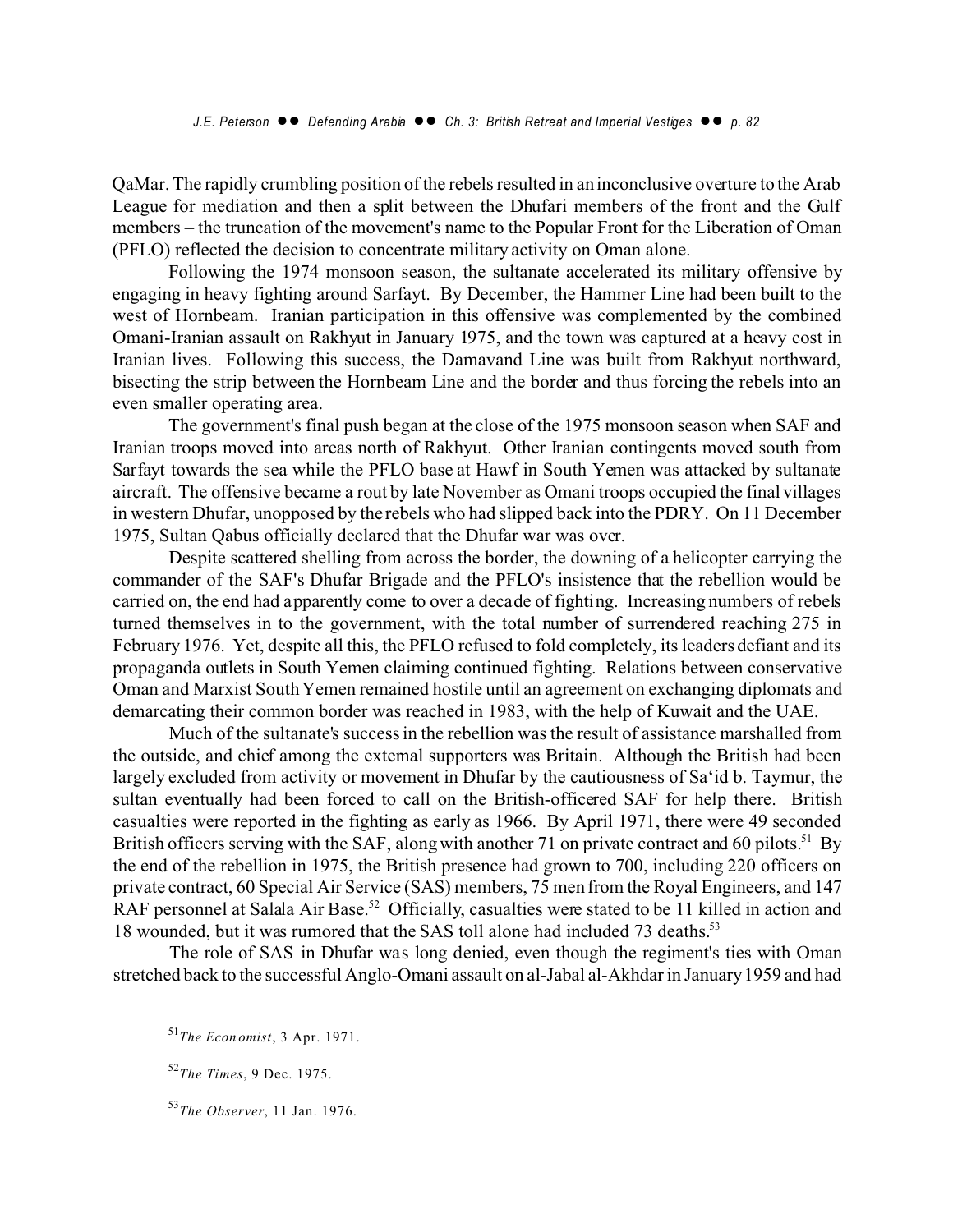QaMar. The rapidly crumbling position of the rebels resulted in an inconclusive overture to the Arab League for mediation and then a split between the Dhufari members of the front and the Gulf members – the truncation of the movement's name to the Popular Front for the Liberation of Oman (PFLO) reflected the decision to concentrate military activity on Oman alone.

Following the 1974 monsoon season, the sultanate accelerated its military offensive by engaging in heavy fighting around Sarfayt. By December, the Hammer Line had been built to the west of Hornbeam. Iranian participation in this offensive was complemented by the combined Omani-Iranian assault on Rakhyut in January 1975, and the town was captured at a heavy cost in Iranian lives. Following this success, the Damavand Line was built from Rakhyut northward, bisecting the strip between the Hornbeam Line and the border and thus forcing the rebels into an even smaller operating area.

The government's final push began at the close of the 1975 monsoon season when SAF and Iranian troops moved into areas north of Rakhyut. Other Iranian contingents moved south from Sarfayt towards the sea while the PFLO base at Hawf in South Yemen was attacked by sultanate aircraft. The offensive became a rout by late November as Omani troops occupied the final villages in western Dhufar, unopposed by the rebels who had slipped back into the PDRY. On 11 December 1975, Sultan Qabus officially declared that the Dhufar war was over.

Despite scattered shelling from across the border, the downing of a helicopter carrying the commander of the SAF's Dhufar Brigade and the PFLO's insistence that the rebellion would be carried on, the end had apparently come to over a decade of fighting. Increasing numbers of rebels turned themselves in to the government, with the total number of surrendered reaching 275 in February 1976. Yet, despite all this, the PFLO refused to fold completely, its leaders defiant and its propaganda outlets in South Yemen claiming continued fighting. Relations between conservative Oman and Marxist South Yemen remained hostile until an agreement on exchanging diplomats and demarcating their common border was reached in 1983, with the help of Kuwait and the UAE.

Much of the sultanate's success in the rebellion was the result of assistance marshalled from the outside, and chief among the external supporters was Britain. Although the British had been largely excluded from activity or movement in Dhufar by the cautiousness of Sa'id b. Taymur, the sultan eventually had been forced to call on the British-officered SAF for help there. British casualties were reported in the fighting as early as 1966. By April 1971, there were 49 seconded British officers serving with the SAF, along with another 71 on private contract and 60 pilots.[51] By the end of the rebellion in 1975, the British presence had grown to 700, including 220 officers on private contract, 60 Special Air Service (SAS) members, 75 men from the Royal Engineers, and 147 RAF personnel at Salala Air Base.[52] Officially, casualties were stated to be 11 killed in action and 18 wounded, but it was rumored that the SAS toll alone had included 73 deaths.[53]

The role of SAS in Dhufar was long denied, even though the regiment's ties with Oman stretched back to the successful Anglo-Omani assault on al-Jabal al-Akhdar in January 1959 and had

---

[51] *The Economist*, 3 Apr. 1971.

[52] *The Times*, 9 Dec. 1975.

[53] *The Observer*, 11 Jan. 1976.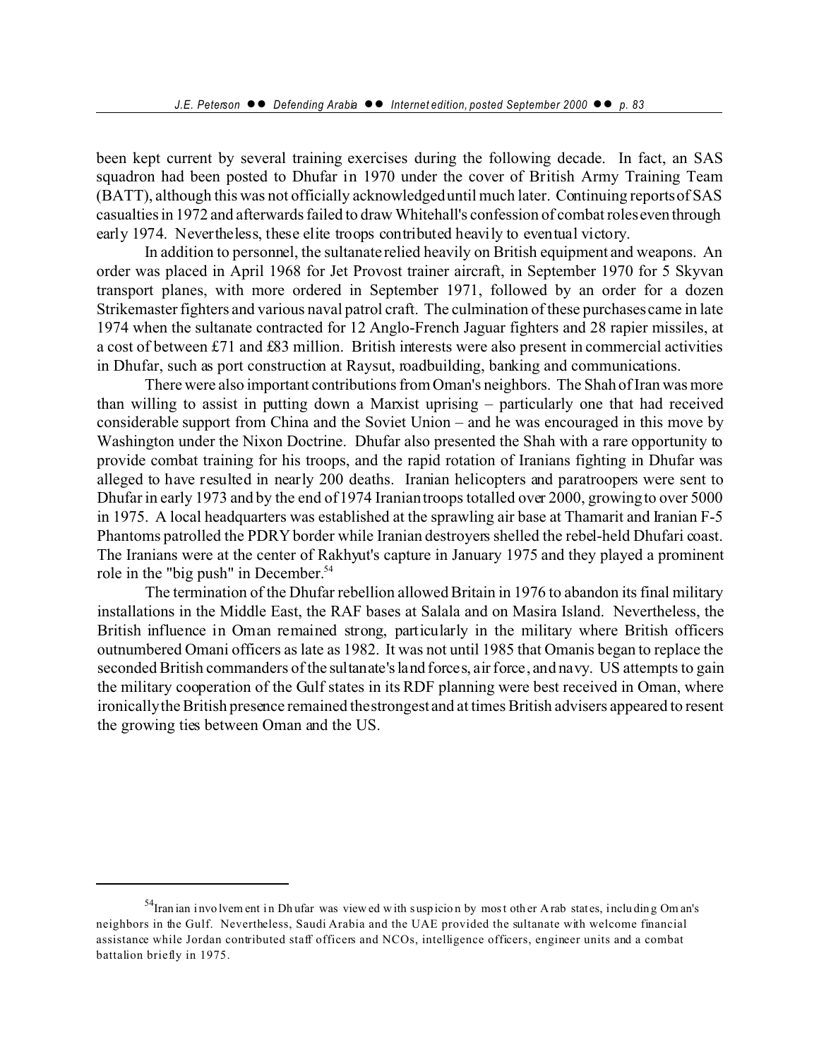been kept current by several training exercises during the following decade. In fact, an SAS squadron had been posted to Dhufar in 1970 under the cover of British Army Training Team (BATT), although this was not officially acknowledged until much later. Continuing reports of SAS casualties in 1972 and afterwards failed to draw Whitehall's confession of combat roles even through early 1974. Nevertheless, these elite troops contributed heavily to eventual victory.

In addition to personnel, the sultanate relied heavily on British equipment and weapons. An order was placed in April 1968 for Jet Provost trainer aircraft, in September 1970 for 5 Skyvan transport planes, with more ordered in September 1971, followed by an order for a dozen Strikemaster fighters and various naval patrol craft. The culmination of these purchases came in late 1974 when the sultanate contracted for 12 Anglo-French Jaguar fighters and 28 rapier missiles, at a cost of between £71 and £83 million. British interests were also present in commercial activities in Dhufar, such as port construction at Raysut, roadbuilding, banking and communications.

There were also important contributions from Oman's neighbors. The Shah of Iran was more than willing to assist in putting down a Marxist uprising – particularly one that had received considerable support from China and the Soviet Union – and he was encouraged in this move by Washington under the Nixon Doctrine. Dhufar also presented the Shah with a rare opportunity to provide combat training for his troops, and the rapid rotation of Iranians fighting in Dhufar was alleged to have resulted in nearly 200 deaths. Iranian helicopters and paratroopers were sent to Dhufar in early 1973 and by the end of 1974 Iranian troops totalled over 2000, growing to over 5000 in 1975. A local headquarters was established at the sprawling air base at Thamarit and Iranian F-5 Phantoms patrolled the PDRY border while Iranian destroyers shelled the rebel-held Dhufari coast. The Iranians were at the center of Rakhyut's capture in January 1975 and they played a prominent role in the "big push" in December.[54]

The termination of the Dhufar rebellion allowed Britain in 1976 to abandon its final military installations in the Middle East, the RAF bases at Salala and on Masira Island. Nevertheless, the British influence in Oman remained strong, particularly in the military where British officers outnumbered Omani officers as late as 1982. It was not until 1985 that Omanis began to replace the seconded British commanders of the sultanate's land forces, air force, and navy. US attempts to gain the military cooperation of the Gulf states in its RDF planning were best received in Oman, where ironically the British presence remained the strongest and at times British advisers appeared to resent the growing ties between Oman and the US.

---

[54] Iranian involvement in Dhufar was viewed with suspicion by most other Arab states, including Oman's neighbors in the Gulf. Nevertheless, Saudi Arabia and the UAE provided the sultanate with welcome financial assistance while Jordan contributed staff officers and NCOs, intelligence officers, engineer units and a combat battalion briefly in 1975.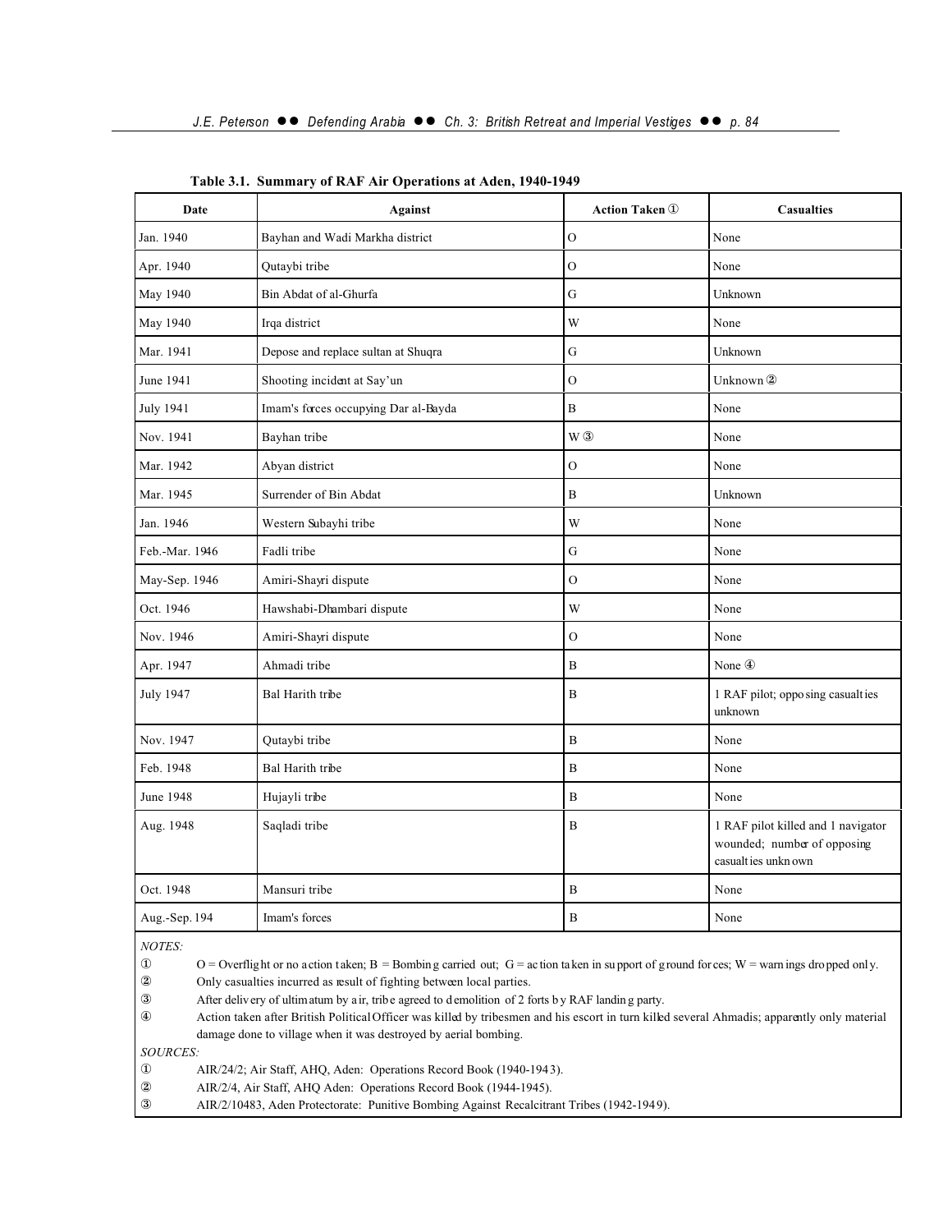**Table 3.1. Summary of RAF Air Operations at Aden, 1940-1949**

| Date | Against | Action Taken ① | Casualties |
|---|---|---|---|
| Jan. 1940 | Bayhan and Wadi Markha district | O | None |
| Apr. 1940 | Qutaybi tribe | O | None |
| May 1940 | Bin Abdat of al-Ghurfa | G | Unknown |
| May 1940 | Irqa district | W | None |
| Mar. 1941 | Depose and replace sultan at Shuqra | G | Unknown |
| June 1941 | Shooting incident at Say'un | O | Unknown ② |
| July 1941 | Imam's forces occupying Dar al-Bayda | B | None |
| Nov. 1941 | Bayhan tribe | W ③ | None |
| Mar. 1942 | Abyan district | O | None |
| Mar. 1945 | Surrender of Bin Abdat | B | Unknown |
| Jan. 1946 | Western Subayhi tribe | W | None |
| Feb.-Mar. 1946 | Fadli tribe | G | None |
| May-Sep. 1946 | Amiri-Shayri dispute | O | None |
| Oct. 1946 | Hawshabi-Dhambari dispute | W | None |
| Nov. 1946 | Amiri-Shayri dispute | O | None |
| Apr. 1947 | Ahmadi tribe | B | None ④ |
| July 1947 | Bal Harith tribe | B | 1 RAF pilot; opposing casualties unknown |
| Nov. 1947 | Qutaybi tribe | B | None |
| Feb. 1948 | Bal Harith tribe | B | None |
| June 1948 | Hujayli tribe | B | None |
| Aug. 1948 | Saqladi tribe | B | 1 RAF pilot killed and 1 navigator wounded; number of opposing casualties unknown |
| Oct. 1948 | Mansuri tribe | B | None |
| Aug.-Sep. 194 | Imam's forces | B | None |

*NOTES:*

① O = Overflight or no action taken; B = Bombing carried out; G = action taken in support of ground forces; W = warnings dropped only.

② Only casualties incurred as result of fighting between local parties.

③ After delivery of ultimatum by air, tribe agreed to demolition of 2 forts by RAF landing party.

④ Action taken after British Political Officer was killed by tribesmen and his escort in turn killed several Ahmadis; apparently only material damage done to village when it was destroyed by aerial bombing.

*SOURCES:*

① AIR/24/2; Air Staff, AHQ, Aden: Operations Record Book (1940-1943).

② AIR/2/4, Air Staff, AHQ Aden: Operations Record Book (1944-1945).

③ AIR/2/10483, Aden Protectorate: Punitive Bombing Against Recalcitrant Tribes (1942-1949).